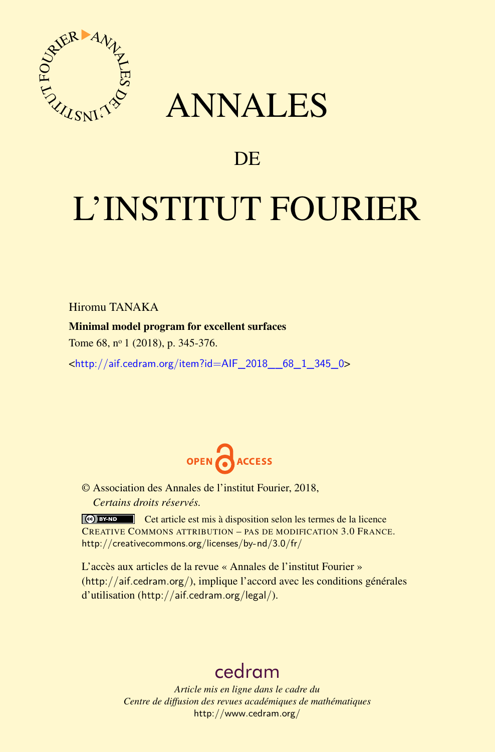# ANNALES

## DE

# L'INSTITUT FOURIER

Hiromu TANAKA

**Minimal model program for excellent surfaces**

Tome 68, nº 1 (2018), p. 345-376.

<http://aif.cedram.org/item?id=AIF_2018__68_1_345_0>

OPEN ACCESS

© Association des Annales de l'institut Fourier, 2018,
*Certains droits réservés.*

Cet article est mis à disposition selon les termes de la licence CREATIVE COMMONS ATTRIBUTION – PAS DE MODIFICATION 3.0 FRANCE.
http://creativecommons.org/licenses/by-nd/3.0/fr/

L'accès aux articles de la revue « Annales de l'institut Fourier » (http://aif.cedram.org/), implique l'accord avec les conditions générales d'utilisation (http://aif.cedram.org/legal/).

cedram

*Article mis en ligne dans le cadre du*
*Centre de diffusion des revues académiques de mathématiques*
http://www.cedram.org/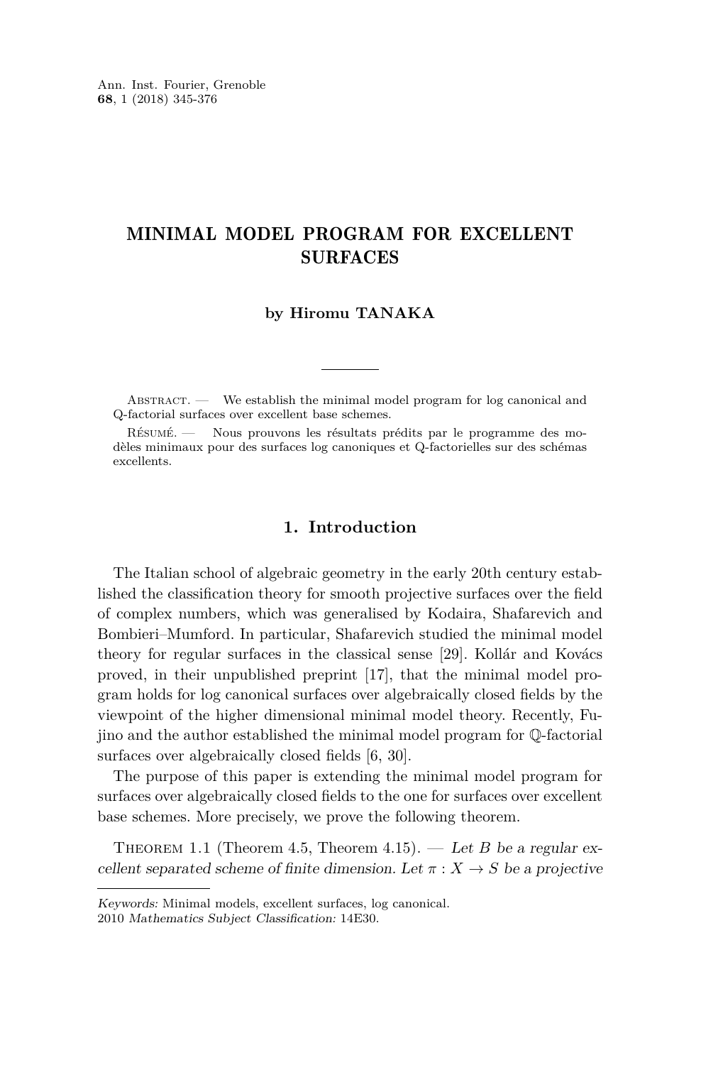# MINIMAL MODEL PROGRAM FOR EXCELLENT SURFACES

**by Hiromu TANAKA**

Abstract. — We establish the minimal model program for log canonical and Q-factorial surfaces over excellent base schemes.

Résumé. — Nous prouvons les résultats prédits par le programme des modèles minimaux pour des surfaces log canoniques et Q-factorielles sur des schémas excellents.

## 1. Introduction

The Italian school of algebraic geometry in the early 20th century established the classification theory for smooth projective surfaces over the field of complex numbers, which was generalised by Kodaira, Shafarevich and Bombieri–Mumford. In particular, Shafarevich studied the minimal model theory for regular surfaces in the classical sense [29]. Kollár and Kovács proved, in their unpublished preprint [17], that the minimal model program holds for log canonical surfaces over algebraically closed fields by the viewpoint of the higher dimensional minimal model theory. Recently, Fujino and the author established the minimal model program for $\mathbb{Q}$-factorial surfaces over algebraically closed fields [6, 30].

The purpose of this paper is extending the minimal model program for surfaces over algebraically closed fields to the one for surfaces over excellent base schemes. More precisely, we prove the following theorem.

Theorem 1.1 (Theorem 4.5, Theorem 4.15). — *Let $B$ be a regular excellent separated scheme of finite dimension. Let $\pi : X \to S$ be a projective*

*Keywords:* Minimal models, excellent surfaces, log canonical.
2010 *Mathematics Subject Classification:* 14E30.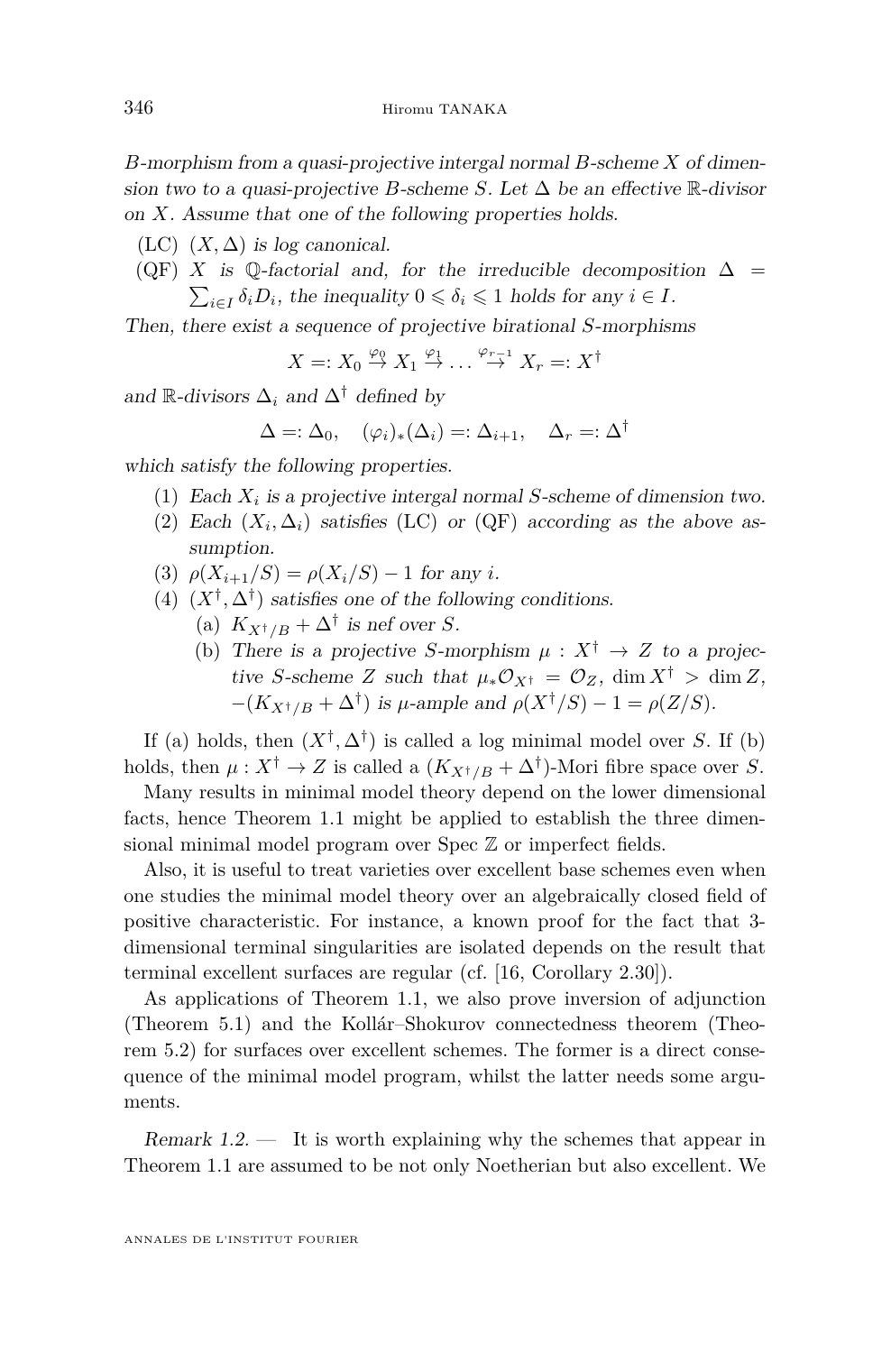*$B$-morphism from a quasi-projective intergal normal $B$-scheme $X$ of dimension two to a quasi-projective $B$-scheme $S$. Let $\Delta$ be an effective $\mathbb{R}$-divisor on $X$. Assume that one of the following properties holds.*

- (LC) *$(X,\Delta)$ is log canonical.*
- (QF) *$X$ is $\mathbb{Q}$-factorial and, for the irreducible decomposition $\Delta = \sum_{i\in I}\delta_i D_i$, the inequality $0 \leqslant \delta_i \leqslant 1$ holds for any $i \in I$.*

*Then, there exist a sequence of projective birational $S$-morphisms*

$$X =: X_0 \overset{\varphi_0}{\to} X_1 \overset{\varphi_1}{\to} \dots \overset{\varphi_{r-1}}{\to} X_r =: X^\dagger$$

*and $\mathbb{R}$-divisors $\Delta_i$ and $\Delta^\dagger$ defined by*

$$\Delta =: \Delta_0, \quad (\varphi_i)_*(\Delta_i) =: \Delta_{i+1}, \quad \Delta_r =: \Delta^\dagger$$

*which satisfy the following properties.*

1. *Each $X_i$ is a projective intergal normal $S$-scheme of dimension two.*
2. *Each $(X_i,\Delta_i)$ satisfies (LC) or (QF) according as the above assumption.*
3. *$\rho(X_{i+1}/S) = \rho(X_i/S) - 1$ for any $i$.*
4. *$(X^\dagger,\Delta^\dagger)$ satisfies one of the following conditions.*
   - (a) *$K_{X^\dagger/B} + \Delta^\dagger$ is nef over $S$.*
   - (b) *There is a projective $S$-morphism $\mu : X^\dagger \to Z$ to a projective $S$-scheme $Z$ such that $\mu_*\mathcal{O}_{X^\dagger} = \mathcal{O}_Z$, $\dim X^\dagger > \dim Z$, $-(K_{X^\dagger/B} + \Delta^\dagger)$ is $\mu$-ample and $\rho(X^\dagger/S) - 1 = \rho(Z/S)$.*

If (a) holds, then $(X^\dagger,\Delta^\dagger)$ is called a log minimal model over $S$. If (b) holds, then $\mu : X^\dagger \to Z$ is called a $(K_{X^\dagger/B} + \Delta^\dagger)$-Mori fibre space over $S$.

Many results in minimal model theory depend on the lower dimensional facts, hence Theorem 1.1 might be applied to establish the three dimensional minimal model program over $\operatorname{Spec}\mathbb{Z}$ or imperfect fields.

Also, it is useful to treat varieties over excellent base schemes even when one studies the minimal model theory over an algebraically closed field of positive characteristic. For instance, a known proof for the fact that 3-dimensional terminal singularities are isolated depends on the result that terminal excellent surfaces are regular (cf. [16, Corollary 2.30]).

As applications of Theorem 1.1, we also prove inversion of adjunction (Theorem 5.1) and the Kollár–Shokurov connectedness theorem (Theorem 5.2) for surfaces over excellent schemes. The former is a direct consequence of the minimal model program, whilst the latter needs some arguments.

*Remark 1.2.* — It is worth explaining why the schemes that appear in Theorem 1.1 are assumed to be not only Noetherian but also excellent. We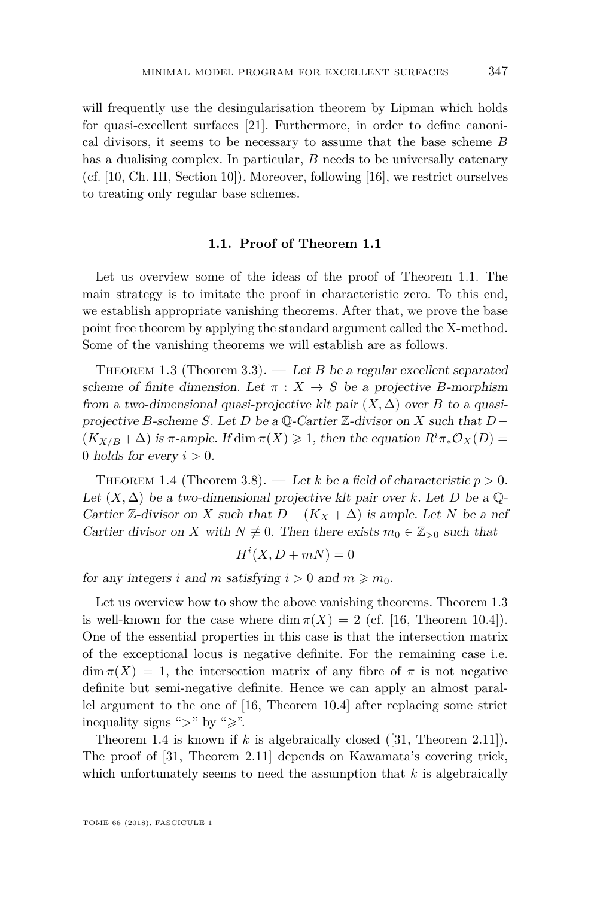will frequently use the desingularisation theorem by Lipman which holds for quasi-excellent surfaces [21]. Furthermore, in order to define canonical divisors, it seems to be necessary to assume that the base scheme $B$ has a dualising complex. In particular, $B$ needs to be universally catenary (cf. [10, Ch. III, Section 10]). Moreover, following [16], we restrict ourselves to treating only regular base schemes.

### 1.1. Proof of Theorem 1.1

Let us overview some of the ideas of the proof of Theorem 1.1. The main strategy is to imitate the proof in characteristic zero. To this end, we establish appropriate vanishing theorems. After that, we prove the base point free theorem by applying the standard argument called the X-method. Some of the vanishing theorems we will establish are as follows.

Theorem 1.3 (Theorem 3.3). — *Let $B$ be a regular excellent separated scheme of finite dimension. Let $\pi : X \to S$ be a projective $B$-morphism from a two-dimensional quasi-projective klt pair $(X, \Delta)$ over $B$ to a quasi-projective $B$-scheme $S$. Let $D$ be a $\mathbb{Q}$-Cartier $\mathbb{Z}$-divisor on $X$ such that $D - (K_{X/B} + \Delta)$ is $\pi$-ample. If $\dim \pi(X) \geqslant 1$, then the equation $R^i\pi_*\mathcal{O}_X(D) = 0$ holds for every $i > 0$.*

Theorem 1.4 (Theorem 3.8). — *Let $k$ be a field of characteristic $p > 0$. Let $(X, \Delta)$ be a two-dimensional projective klt pair over $k$. Let $D$ be a $\mathbb{Q}$-Cartier $\mathbb{Z}$-divisor on $X$ such that $D - (K_X + \Delta)$ is ample. Let $N$ be a nef Cartier divisor on $X$ with $N \not\equiv 0$. Then there exists $m_0 \in \mathbb{Z}_{>0}$ such that*

$$H^i(X, D + mN) = 0$$

*for any integers $i$ and $m$ satisfying $i > 0$ and $m \geqslant m_0$.*

Let us overview how to show the above vanishing theorems. Theorem 1.3 is well-known for the case where $\dim \pi(X) = 2$ (cf. [16, Theorem 10.4]). One of the essential properties in this case is that the intersection matrix of the exceptional locus is negative definite. For the remaining case i.e. $\dim \pi(X) = 1$, the intersection matrix of any fibre of $\pi$ is not negative definite but semi-negative definite. Hence we can apply an almost parallel argument to the one of [16, Theorem 10.4] after replacing some strict inequality signs "$>$" by "$\geqslant$".

Theorem 1.4 is known if $k$ is algebraically closed ([31, Theorem 2.11]). The proof of [31, Theorem 2.11] depends on Kawamata's covering trick, which unfortunately seems to need the assumption that $k$ is algebraically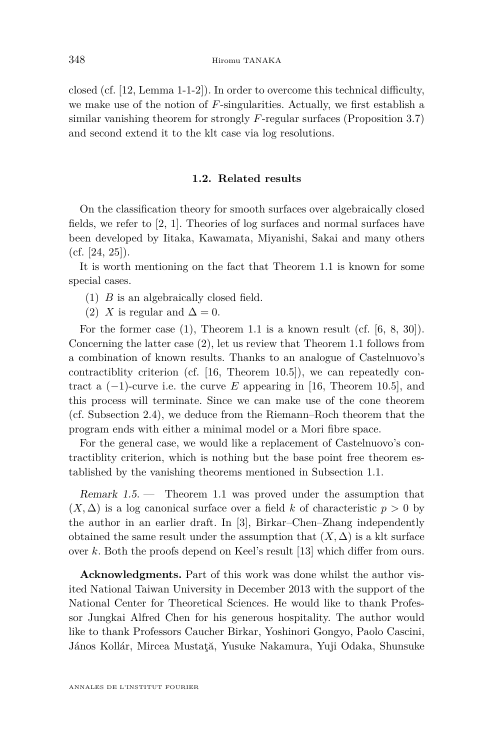closed (cf. [12, Lemma 1-1-2]). In order to overcome this technical difficulty, we make use of the notion of $F$-singularities. Actually, we first establish a similar vanishing theorem for strongly $F$-regular surfaces (Proposition 3.7) and second extend it to the klt case via log resolutions.

### 1.2. Related results

On the classification theory for smooth surfaces over algebraically closed fields, we refer to [2, 1]. Theories of log surfaces and normal surfaces have been developed by Iitaka, Kawamata, Miyanishi, Sakai and many others (cf. [24, 25]).

It is worth mentioning on the fact that Theorem 1.1 is known for some special cases.

(1) $B$ is an algebraically closed field.

(2) $X$ is regular and $\Delta = 0$.

For the former case (1), Theorem 1.1 is a known result (cf. [6, 8, 30]). Concerning the latter case (2), let us review that Theorem 1.1 follows from a combination of known results. Thanks to an analogue of Castelnuovo's contractiblity criterion (cf. [16, Theorem 10.5]), we can repeatedly contract a $(-1)$-curve i.e. the curve $E$ appearing in [16, Theorem 10.5], and this process will terminate. Since we can make use of the cone theorem (cf. Subsection 2.4), we deduce from the Riemann–Roch theorem that the program ends with either a minimal model or a Mori fibre space.

For the general case, we would like a replacement of Castelnuovo's contractiblity criterion, which is nothing but the base point free theorem established by the vanishing theorems mentioned in Subsection 1.1.

*Remark 1.5.* — Theorem 1.1 was proved under the assumption that $(X, \Delta)$ is a log canonical surface over a field $k$ of characteristic $p > 0$ by the author in an earlier draft. In [3], Birkar–Chen–Zhang independently obtained the same result under the assumption that $(X, \Delta)$ is a klt surface over $k$. Both the proofs depend on Keel's result [13] which differ from ours.

**Acknowledgments.** Part of this work was done whilst the author visited National Taiwan University in December 2013 with the support of the National Center for Theoretical Sciences. He would like to thank Professor Jungkai Alfred Chen for his generous hospitality. The author would like to thank Professors Caucher Birkar, Yoshinori Gongyo, Paolo Cascini, János Kollár, Mircea Mustaţă, Yusuke Nakamura, Yuji Odaka, Shunsuke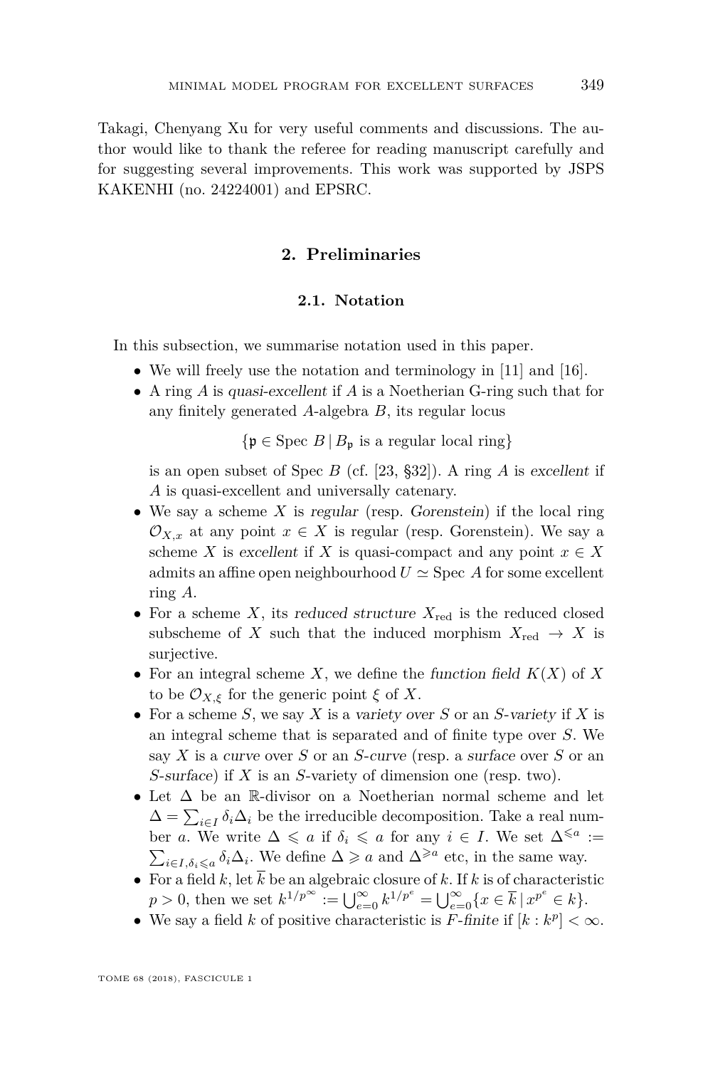Takagi, Chenyang Xu for very useful comments and discussions. The author would like to thank the referee for reading manuscript carefully and for suggesting several improvements. This work was supported by JSPS KAKENHI (no. 24224001) and EPSRC.

## 2. Preliminaries

### 2.1. Notation

In this subsection, we summarise notation used in this paper.

- We will freely use the notation and terminology in [11] and [16].
- A ring $A$ is *quasi-excellent* if $A$ is a Noetherian G-ring such that for any finitely generated $A$-algebra $B$, its regular locus
$$\{\mathfrak{p} \in \operatorname{Spec} B \,|\, B_{\mathfrak{p}} \text{ is a regular local ring}\}$$
is an open subset of $\operatorname{Spec} B$ (cf. [23, §32]). A ring $A$ is *excellent* if $A$ is quasi-excellent and universally catenary.
- We say a scheme $X$ is *regular* (resp. *Gorenstein*) if the local ring $\mathcal{O}_{X,x}$ at any point $x \in X$ is regular (resp. Gorenstein). We say a scheme $X$ is *excellent* if $X$ is quasi-compact and any point $x \in X$ admits an affine open neighbourhood $U \simeq \operatorname{Spec} A$ for some excellent ring $A$.
- For a scheme $X$, its *reduced structure* $X_{\mathrm{red}}$ is the reduced closed subscheme of $X$ such that the induced morphism $X_{\mathrm{red}} \to X$ is surjective.
- For an integral scheme $X$, we define the *function field* $K(X)$ of $X$ to be $\mathcal{O}_{X,\xi}$ for the generic point $\xi$ of $X$.
- For a scheme $S$, we say $X$ is a *variety over $S$* or an *$S$-variety* if $X$ is an integral scheme that is separated and of finite type over $S$. We say $X$ is a *curve* over $S$ or an *$S$-curve* (resp. a *surface* over $S$ or an *$S$-surface*) if $X$ is an $S$-variety of dimension one (resp. two).
- Let $\Delta$ be an $\mathbb{R}$-divisor on a Noetherian normal scheme and let $\Delta = \sum_{i \in I} \delta_i \Delta_i$ be the irreducible decomposition. Take a real number $a$. We write $\Delta \leqslant a$ if $\delta_i \leqslant a$ for any $i \in I$. We set $\Delta^{\leqslant a} := \sum_{i \in I, \delta_i \leqslant a} \delta_i \Delta_i$. We define $\Delta \geqslant a$ and $\Delta^{\geqslant a}$ etc, in the same way.
- For a field $k$, let $\overline{k}$ be an algebraic closure of $k$. If $k$ is of characteristic $p > 0$, then we set $k^{1/p^{\infty}} := \bigcup_{e=0}^{\infty} k^{1/p^e} = \bigcup_{e=0}^{\infty} \{x \in \overline{k} \,|\, x^{p^e} \in k\}$.
- We say a field $k$ of positive characteristic is *$F$-finite* if $[k : k^p] < \infty$.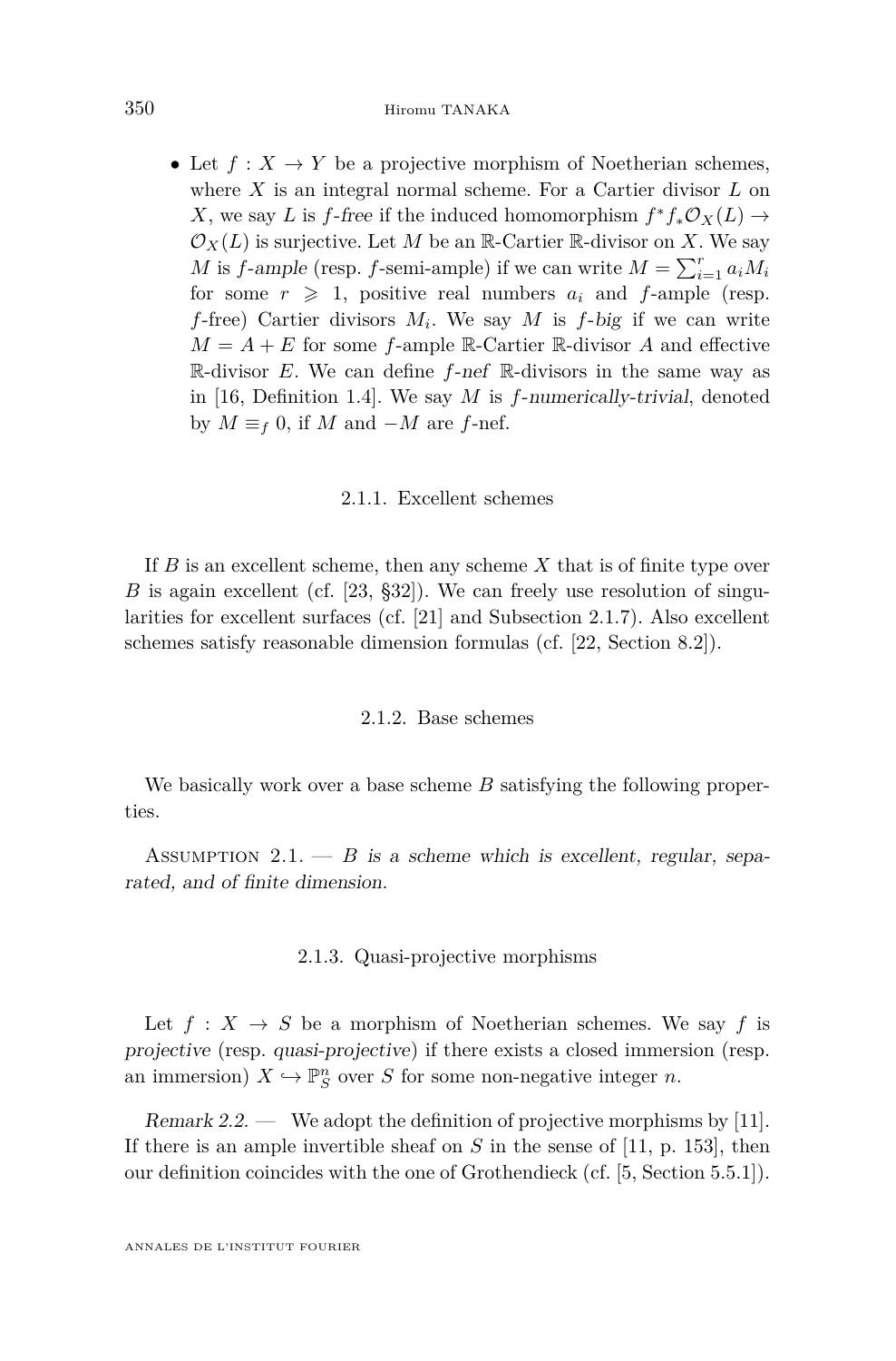- Let $f : X \to Y$ be a projective morphism of Noetherian schemes, where $X$ is an integral normal scheme. For a Cartier divisor $L$ on $X$, we say $L$ is *$f$-free* if the induced homomorphism $f^*f_*\mathcal{O}_X(L) \to \mathcal{O}_X(L)$ is surjective. Let $M$ be an $\mathbb{R}$-Cartier $\mathbb{R}$-divisor on $X$. We say $M$ is *$f$-ample* (resp. $f$-semi-ample) if we can write $M = \sum_{i=1}^r a_i M_i$ for some $r \geqslant 1$, positive real numbers $a_i$ and $f$-ample (resp. $f$-free) Cartier divisors $M_i$. We say $M$ is *$f$-big* if we can write $M = A + E$ for some $f$-ample $\mathbb{R}$-Cartier $\mathbb{R}$-divisor $A$ and effective $\mathbb{R}$-divisor $E$. We can define *$f$-nef* $\mathbb{R}$-divisors in the same way as in [16, Definition 1.4]. We say $M$ is *$f$-numerically-trivial*, denoted by $M \equiv_f 0$, if $M$ and $-M$ are $f$-nef.

### 2.1.1. Excellent schemes

If $B$ is an excellent scheme, then any scheme $X$ that is of finite type over $B$ is again excellent (cf. [23, §32]). We can freely use resolution of singularities for excellent surfaces (cf. [21] and Subsection 2.1.7). Also excellent schemes satisfy reasonable dimension formulas (cf. [22, Section 8.2]).

### 2.1.2. Base schemes

We basically work over a base scheme $B$ satisfying the following properties.

Assumption 2.1. — *$B$ is a scheme which is excellent, regular, separated, and of finite dimension.*

### 2.1.3. Quasi-projective morphisms

Let $f : X \to S$ be a morphism of Noetherian schemes. We say $f$ is *projective* (resp. *quasi-projective*) if there exists a closed immersion (resp. an immersion) $X \hookrightarrow \mathbb{P}^n_S$ over $S$ for some non-negative integer $n$.

*Remark 2.2.* — We adopt the definition of projective morphisms by [11]. If there is an ample invertible sheaf on $S$ in the sense of [11, p. 153], then our definition coincides with the one of Grothendieck (cf. [5, Section 5.5.1]).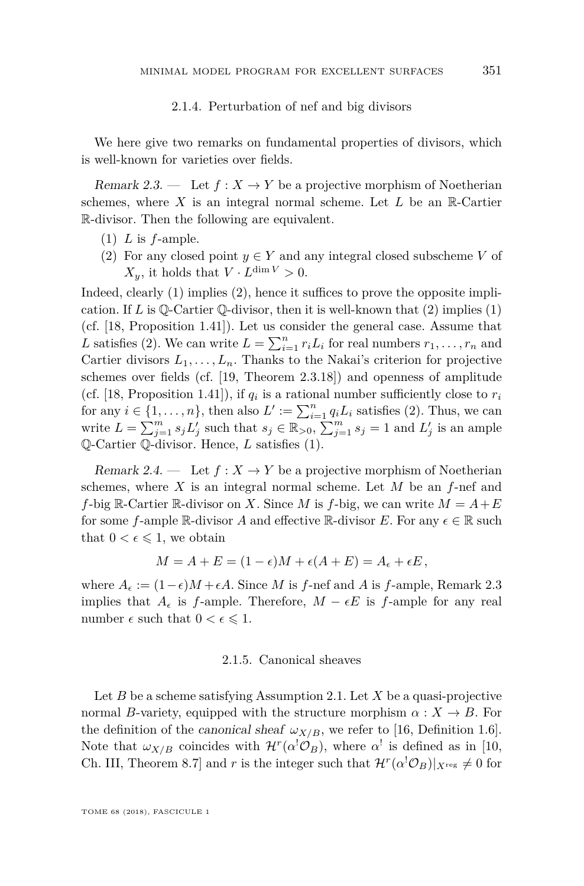### 2.1.4. Perturbation of nef and big divisors

We here give two remarks on fundamental properties of divisors, which is well-known for varieties over fields.

*Remark 2.3.* — Let $f : X \to Y$ be a projective morphism of Noetherian schemes, where $X$ is an integral normal scheme. Let $L$ be an $\mathbb{R}$-Cartier $\mathbb{R}$-divisor. Then the following are equivalent.

(1) $L$ is $f$-ample.
(2) For any closed point $y \in Y$ and any integral closed subscheme $V$ of $X_y$, it holds that $V \cdot L^{\dim V} > 0$.

Indeed, clearly (1) implies (2), hence it suffices to prove the opposite implication. If $L$ is $\mathbb{Q}$-Cartier $\mathbb{Q}$-divisor, then it is well-known that (2) implies (1) (cf. [18, Proposition 1.41]). Let us consider the general case. Assume that $L$ satisfies (2). We can write $L = \sum_{i=1}^{n} r_i L_i$ for real numbers $r_1, \ldots, r_n$ and Cartier divisors $L_1, \ldots, L_n$. Thanks to the Nakai's criterion for projective schemes over fields (cf. [19, Theorem 2.3.18]) and openness of amplitude (cf. [18, Proposition 1.41]), if $q_i$ is a rational number sufficiently close to $r_i$ for any $i \in \{1, \ldots, n\}$, then also $L' := \sum_{i=1}^{n} q_i L_i$ satisfies (2). Thus, we can write $L = \sum_{j=1}^{m} s_j L'_j$ such that $s_j \in \mathbb{R}_{>0}$, $\sum_{j=1}^{m} s_j = 1$ and $L'_j$ is an ample $\mathbb{Q}$-Cartier $\mathbb{Q}$-divisor. Hence, $L$ satisfies (1).

*Remark 2.4.* — Let $f : X \to Y$ be a projective morphism of Noetherian schemes, where $X$ is an integral normal scheme. Let $M$ be an $f$-nef and $f$-big $\mathbb{R}$-Cartier $\mathbb{R}$-divisor on $X$. Since $M$ is $f$-big, we can write $M = A + E$ for some $f$-ample $\mathbb{R}$-divisor $A$ and effective $\mathbb{R}$-divisor $E$. For any $\epsilon \in \mathbb{R}$ such that $0 < \epsilon \leqslant 1$, we obtain

$$M = A + E = (1 - \epsilon)M + \epsilon(A + E) = A_\epsilon + \epsilon E,$$

where $A_\epsilon := (1-\epsilon)M + \epsilon A$. Since $M$ is $f$-nef and $A$ is $f$-ample, Remark 2.3 implies that $A_\epsilon$ is $f$-ample. Therefore, $M - \epsilon E$ is $f$-ample for any real number $\epsilon$ such that $0 < \epsilon \leqslant 1$.

### 2.1.5. Canonical sheaves

Let $B$ be a scheme satisfying Assumption 2.1. Let $X$ be a quasi-projective normal $B$-variety, equipped with the structure morphism $\alpha : X \to B$. For the definition of the *canonical sheaf* $\omega_{X/B}$, we refer to [16, Definition 1.6]. Note that $\omega_{X/B}$ coincides with $\mathcal{H}^r(\alpha^! \mathcal{O}_B)$, where $\alpha^!$ is defined as in [10, Ch. III, Theorem 8.7] and $r$ is the integer such that $\mathcal{H}^r(\alpha^! \mathcal{O}_B)|_{X^{\mathrm{reg}}} \neq 0$ for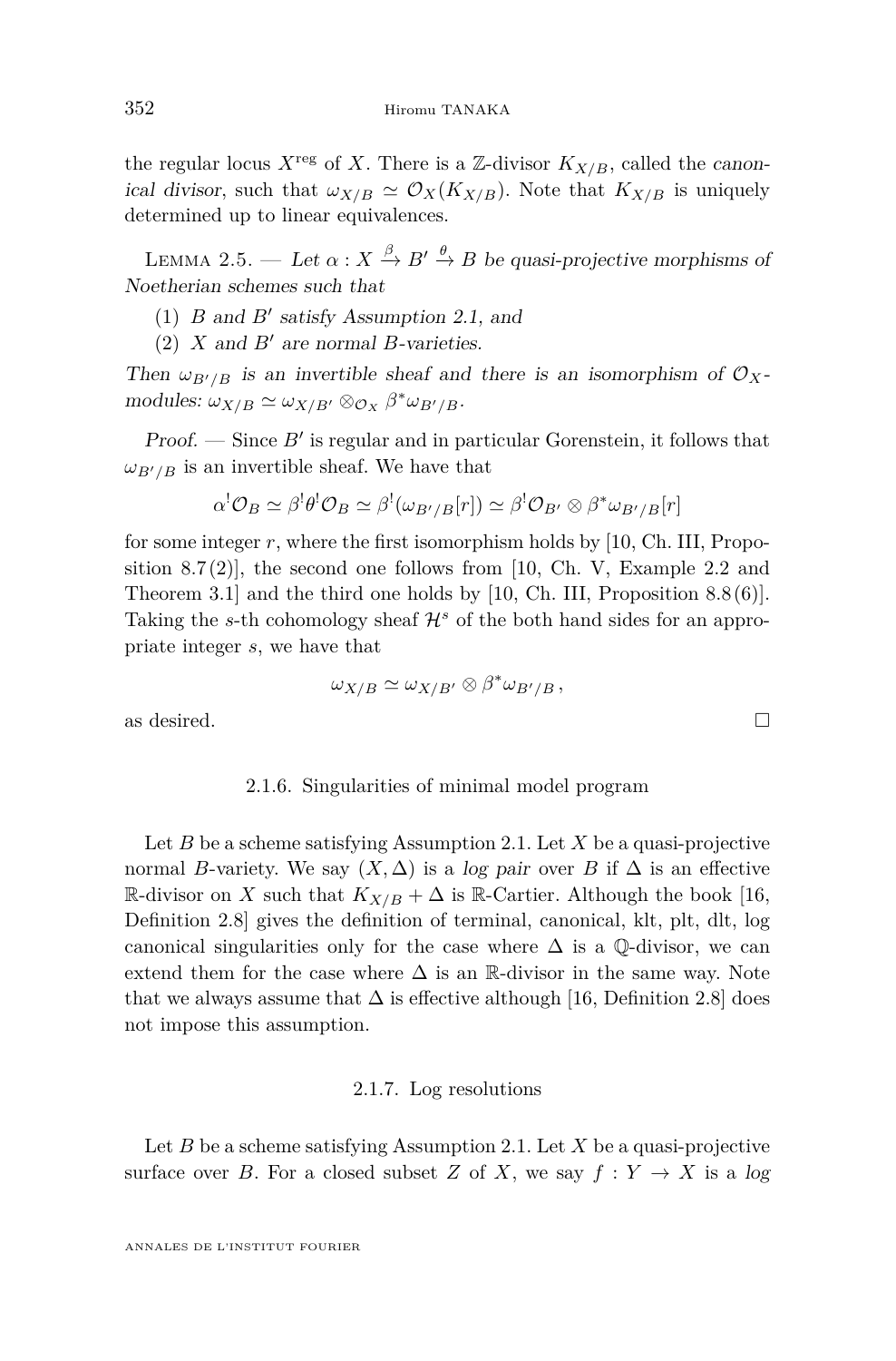the regular locus $X^{\mathrm{reg}}$ of $X$. There is a $\mathbb{Z}$-divisor $K_{X/B}$, called the *canonical divisor*, such that $\omega_{X/B} \simeq \mathcal{O}_X(K_{X/B})$. Note that $K_{X/B}$ is uniquely determined up to linear equivalences.

Lemma 2.5. — *Let $\alpha : X \xrightarrow{\beta} B' \xrightarrow{\theta} B$ be quasi-projective morphisms of Noetherian schemes such that*

(1) *$B$ and $B'$ satisfy Assumption 2.1, and*
(2) *$X$ and $B'$ are normal $B$-varieties.*

*Then $\omega_{B'/B}$ is an invertible sheaf and there is an isomorphism of $\mathcal{O}_X$-modules: $\omega_{X/B} \simeq \omega_{X/B'} \otimes_{\mathcal{O}_X} \beta^*\omega_{B'/B}$.*

*Proof.* — Since $B'$ is regular and in particular Gorenstein, it follows that $\omega_{B'/B}$ is an invertible sheaf. We have that

$$\alpha^!\mathcal{O}_B \simeq \beta^!\theta^!\mathcal{O}_B \simeq \beta^!(\omega_{B'/B}[r]) \simeq \beta^!\mathcal{O}_{B'} \otimes \beta^*\omega_{B'/B}[r]$$

for some integer $r$, where the first isomorphism holds by [10, Ch. III, Proposition 8.7(2)], the second one follows from [10, Ch. V, Example 2.2 and Theorem 3.1] and the third one holds by [10, Ch. III, Proposition 8.8(6)]. Taking the $s$-th cohomology sheaf $\mathcal{H}^s$ of the both hand sides for an appropriate integer $s$, we have that

$$\omega_{X/B} \simeq \omega_{X/B'} \otimes \beta^*\omega_{B'/B},$$

as desired. □

### 2.1.6. Singularities of minimal model program

Let $B$ be a scheme satisfying Assumption 2.1. Let $X$ be a quasi-projective normal $B$-variety. We say $(X, \Delta)$ is a *log pair* over $B$ if $\Delta$ is an effective $\mathbb{R}$-divisor on $X$ such that $K_{X/B} + \Delta$ is $\mathbb{R}$-Cartier. Although the book [16, Definition 2.8] gives the definition of terminal, canonical, klt, plt, dlt, log canonical singularities only for the case where $\Delta$ is a $\mathbb{Q}$-divisor, we can extend them for the case where $\Delta$ is an $\mathbb{R}$-divisor in the same way. Note that we always assume that $\Delta$ is effective although [16, Definition 2.8] does not impose this assumption.

### 2.1.7. Log resolutions

Let $B$ be a scheme satisfying Assumption 2.1. Let $X$ be a quasi-projective surface over $B$. For a closed subset $Z$ of $X$, we say $f : Y \to X$ is a *log*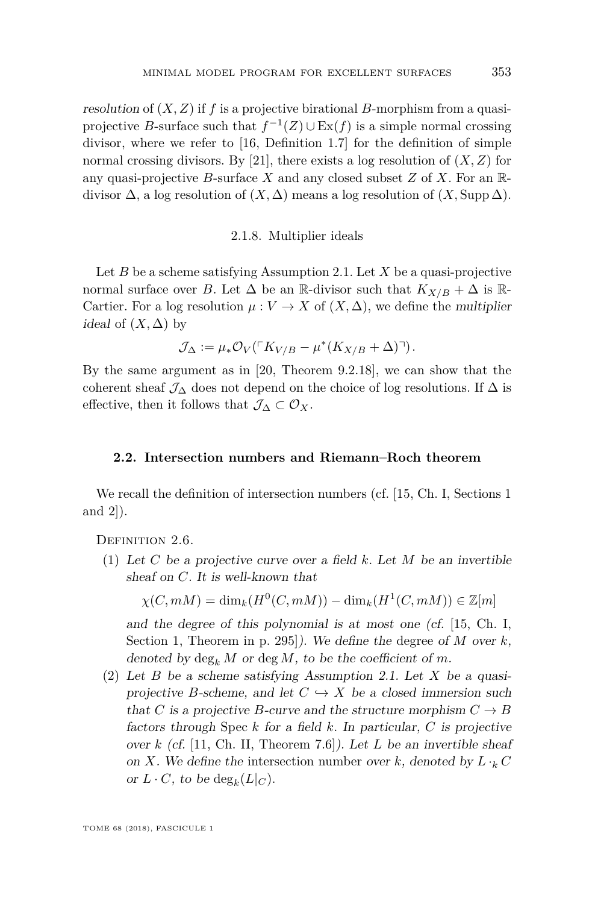*resolution* of $(X, Z)$ if $f$ is a projective birational $B$-morphism from a quasi-projective $B$-surface such that $f^{-1}(Z) \cup \mathrm{Ex}(f)$ is a simple normal crossing divisor, where we refer to [16, Definition 1.7] for the definition of simple normal crossing divisors. By [21], there exists a log resolution of $(X, Z)$ for any quasi-projective $B$-surface $X$ and any closed subset $Z$ of $X$. For an $\mathbb{R}$-divisor $\Delta$, a log resolution of $(X, \Delta)$ means a log resolution of $(X, \mathrm{Supp}\,\Delta)$.

#### 2.1.8. Multiplier ideals

Let $B$ be a scheme satisfying Assumption 2.1. Let $X$ be a quasi-projective normal surface over $B$. Let $\Delta$ be an $\mathbb{R}$-divisor such that $K_{X/B} + \Delta$ is $\mathbb{R}$-Cartier. For a log resolution $\mu : V \to X$ of $(X, \Delta)$, we define the *multiplier ideal* of $(X, \Delta)$ by

$$\mathcal{J}_\Delta := \mu_* \mathcal{O}_V(\ulcorner K_{V/B} - \mu^*(K_{X/B} + \Delta) \urcorner).$$

By the same argument as in [20, Theorem 9.2.18], we can show that the coherent sheaf $\mathcal{J}_\Delta$ does not depend on the choice of log resolutions. If $\Delta$ is effective, then it follows that $\mathcal{J}_\Delta \subset \mathcal{O}_X$.

### 2.2. Intersection numbers and Riemann–Roch theorem

We recall the definition of intersection numbers (cf. [15, Ch. I, Sections 1 and 2]).

Definition 2.6.

1. *Let $C$ be a projective curve over a field $k$. Let $M$ be an invertible sheaf on $C$. It is well-known that*

   $$\chi(C, mM) = \dim_k(H^0(C, mM)) - \dim_k(H^1(C, mM)) \in \mathbb{Z}[m]$$

   *and the degree of this polynomial is at most one (cf.* [15, Ch. I, Section 1, Theorem in p. 295]*). We define the* degree *of $M$ over $k$, denoted by $\deg_k M$ or $\deg M$, to be the coefficient of $m$.*
2. *Let $B$ be a scheme satisfying Assumption 2.1. Let $X$ be a quasi-projective $B$-scheme, and let $C \hookrightarrow X$ be a closed immersion such that $C$ is a projective $B$-curve and the structure morphism $C \to B$ factors through* $\mathrm{Spec}\, k$ *for a field $k$. In particular, $C$ is projective over $k$ (cf.* [11, Ch. II, Theorem 7.6]*). Let $L$ be an invertible sheaf on $X$. We define the* intersection number *over $k$, denoted by $L \cdot_k C$ or $L \cdot C$, to be $\deg_k(L|_C)$.*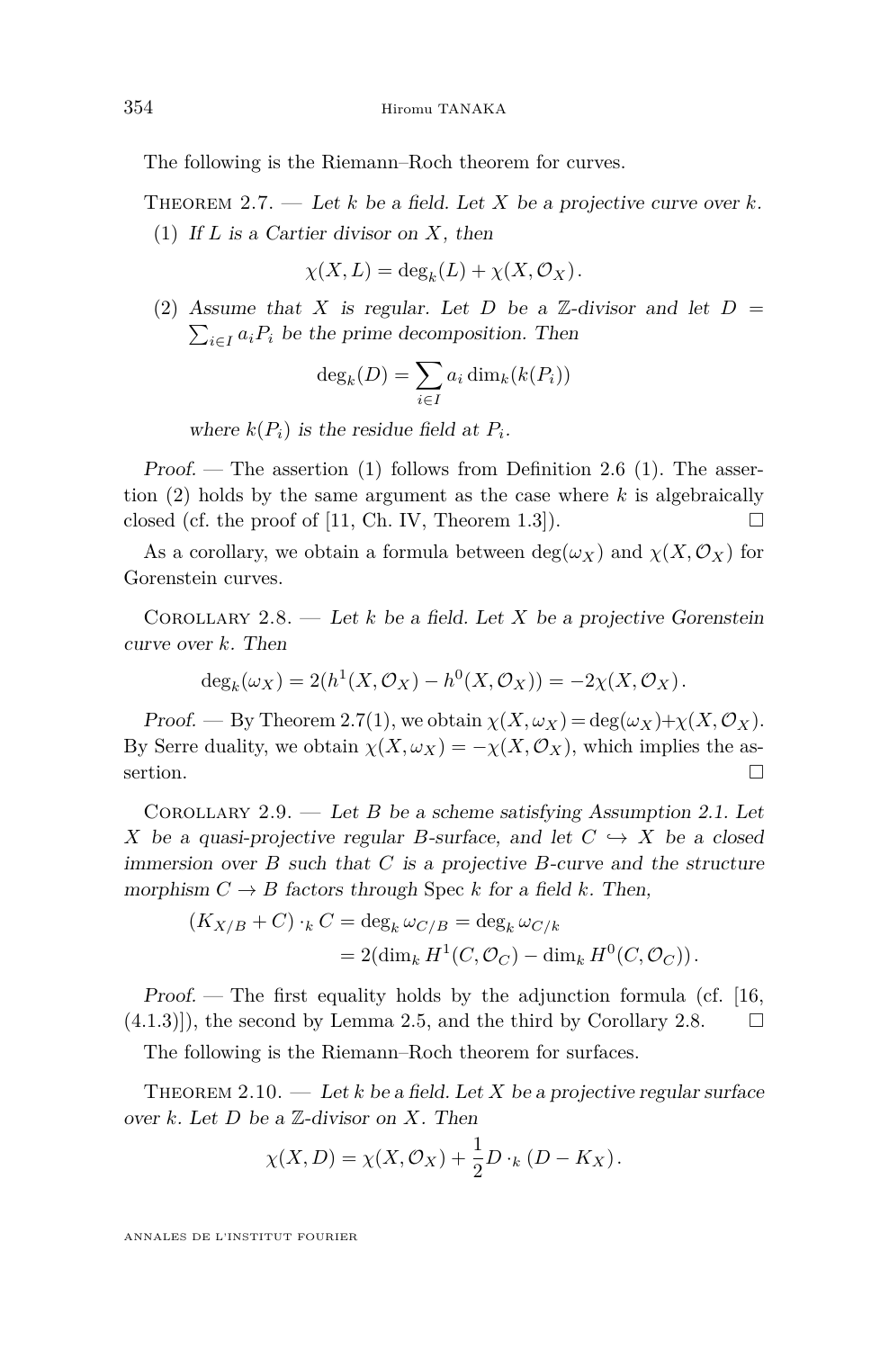The following is the Riemann–Roch theorem for curves.

Theorem 2.7. — *Let $k$ be a field. Let $X$ be a projective curve over $k$.*

(1) *If $L$ is a Cartier divisor on $X$, then*

$$\chi(X, L) = \deg_k(L) + \chi(X, \mathcal{O}_X).$$

(2) *Assume that $X$ is regular. Let $D$ be a $\mathbb{Z}$-divisor and let $D = \sum_{i \in I} a_i P_i$ be the prime decomposition. Then*

$$\deg_k(D) = \sum_{i \in I} a_i \dim_k(k(P_i))$$

*where $k(P_i)$ is the residue field at $P_i$.*

*Proof.* — The assertion (1) follows from Definition 2.6 (1). The assertion (2) holds by the same argument as the case where $k$ is algebraically closed (cf. the proof of [11, Ch. IV, Theorem 1.3]). □

As a corollary, we obtain a formula between $\deg(\omega_X)$ and $\chi(X, \mathcal{O}_X)$ for Gorenstein curves.

Corollary 2.8. — *Let $k$ be a field. Let $X$ be a projective Gorenstein curve over $k$. Then*

$$\deg_k(\omega_X) = 2(h^1(X, \mathcal{O}_X) - h^0(X, \mathcal{O}_X)) = -2\chi(X, \mathcal{O}_X).$$

*Proof.* — By Theorem 2.7(1), we obtain $\chi(X, \omega_X) = \deg(\omega_X) + \chi(X, \mathcal{O}_X)$. By Serre duality, we obtain $\chi(X, \omega_X) = -\chi(X, \mathcal{O}_X)$, which implies the assertion. □

Corollary 2.9. — *Let $B$ be a scheme satisfying Assumption 2.1. Let $X$ be a quasi-projective regular $B$-surface, and let $C \hookrightarrow X$ be a closed immersion over $B$ such that $C$ is a projective $B$-curve and the structure morphism $C \to B$ factors through* Spec $k$ *for a field $k$. Then,*

$$\begin{aligned}(K_{X/B} + C) \cdot_k C &= \deg_k \omega_{C/B} = \deg_k \omega_{C/k} \\ &= 2(\dim_k H^1(C, \mathcal{O}_C) - \dim_k H^0(C, \mathcal{O}_C)).\end{aligned}$$

*Proof.* — The first equality holds by the adjunction formula (cf. [16, (4.1.3)]), the second by Lemma 2.5, and the third by Corollary 2.8. □

The following is the Riemann–Roch theorem for surfaces.

Theorem 2.10. — *Let $k$ be a field. Let $X$ be a projective regular surface over $k$. Let $D$ be a $\mathbb{Z}$-divisor on $X$. Then*

$$\chi(X, D) = \chi(X, \mathcal{O}_X) + \frac{1}{2} D \cdot_k (D - K_X).$$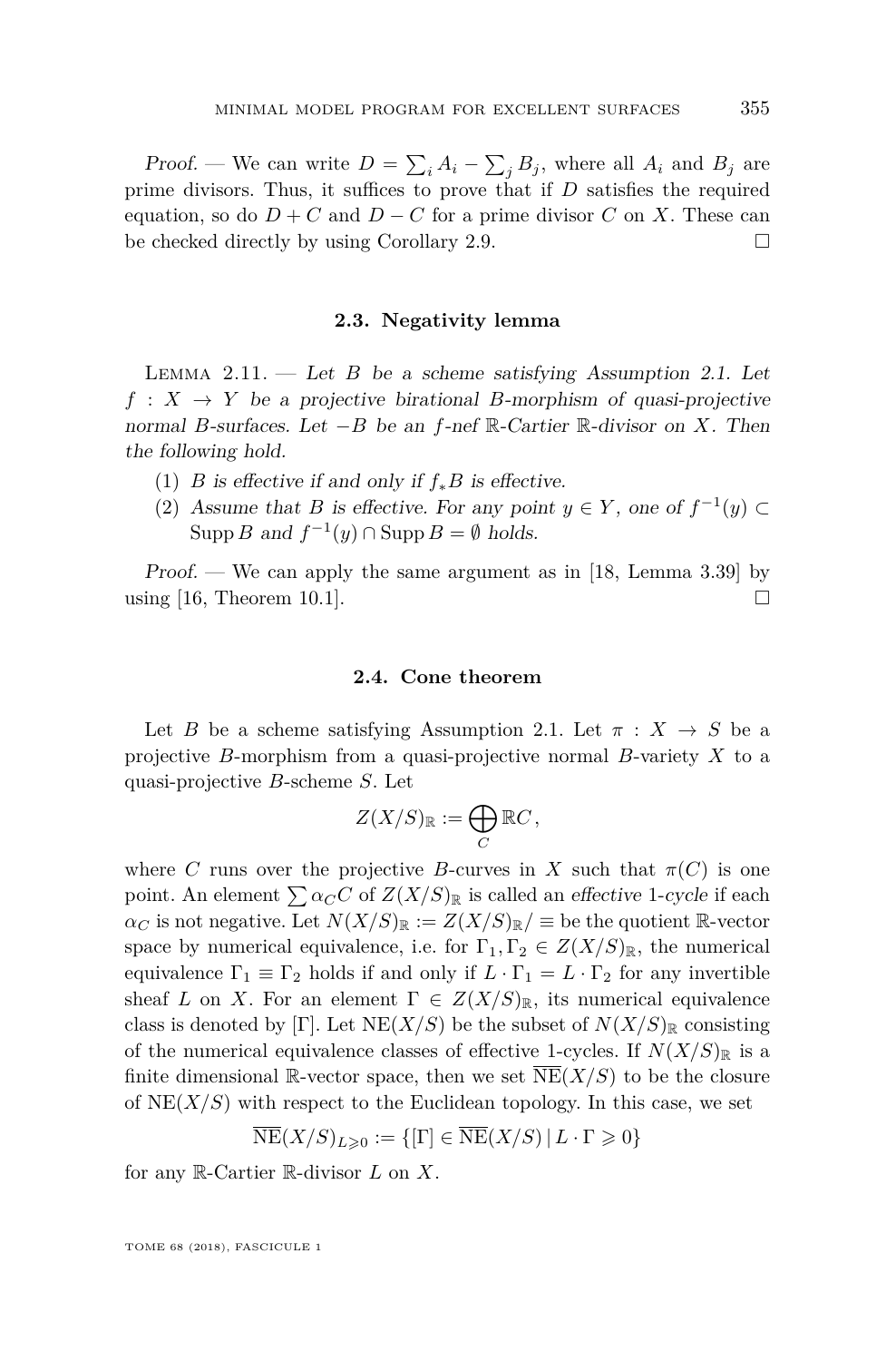*Proof.* — We can write $D = \sum_i A_i - \sum_j B_j$, where all $A_i$ and $B_j$ are prime divisors. Thus, it suffices to prove that if $D$ satisfies the required equation, so do $D + C$ and $D - C$ for a prime divisor $C$ on $X$. These can be checked directly by using Corollary 2.9. □

### 2.3. Negativity lemma

Lemma 2.11. — *Let $B$ be a scheme satisfying Assumption 2.1. Let $f : X \to Y$ be a projective birational $B$-morphism of quasi-projective normal $B$-surfaces. Let $-B$ be an $f$-nef $\mathbb{R}$-Cartier $\mathbb{R}$-divisor on $X$. Then the following hold.*

1. *$B$ is effective if and only if $f_*B$ is effective.*
2. *Assume that $B$ is effective. For any point $y \in Y$, one of $f^{-1}(y) \subset \operatorname{Supp} B$ and $f^{-1}(y) \cap \operatorname{Supp} B = \emptyset$ holds.*

*Proof.* — We can apply the same argument as in [18, Lemma 3.39] by using [16, Theorem 10.1]. □

### 2.4. Cone theorem

Let $B$ be a scheme satisfying Assumption 2.1. Let $\pi : X \to S$ be a projective $B$-morphism from a quasi-projective normal $B$-variety $X$ to a quasi-projective $B$-scheme $S$. Let

$$Z(X/S)_{\mathbb{R}} := \bigoplus_C \mathbb{R}C\,,$$

where $C$ runs over the projective $B$-curves in $X$ such that $\pi(C)$ is one point. An element $\sum \alpha_C C$ of $Z(X/S)_{\mathbb{R}}$ is called an *effective* 1-*cycle* if each $\alpha_C$ is not negative. Let $N(X/S)_{\mathbb{R}} := Z(X/S)_{\mathbb{R}}/\equiv$ be the quotient $\mathbb{R}$-vector space by numerical equivalence, i.e. for $\Gamma_1, \Gamma_2 \in Z(X/S)_{\mathbb{R}}$, the numerical equivalence $\Gamma_1 \equiv \Gamma_2$ holds if and only if $L \cdot \Gamma_1 = L \cdot \Gamma_2$ for any invertible sheaf $L$ on $X$. For an element $\Gamma \in Z(X/S)_{\mathbb{R}}$, its numerical equivalence class is denoted by $[\Gamma]$. Let $\operatorname{NE}(X/S)$ be the subset of $N(X/S)_{\mathbb{R}}$ consisting of the numerical equivalence classes of effective 1-cycles. If $N(X/S)_{\mathbb{R}}$ is a finite dimensional $\mathbb{R}$-vector space, then we set $\overline{\operatorname{NE}}(X/S)$ to be the closure of $\operatorname{NE}(X/S)$ with respect to the Euclidean topology. In this case, we set

$$\overline{\operatorname{NE}}(X/S)_{L \geqslant 0} := \{[\Gamma] \in \overline{\operatorname{NE}}(X/S) \mid L \cdot \Gamma \geqslant 0\}$$

for any $\mathbb{R}$-Cartier $\mathbb{R}$-divisor $L$ on $X$.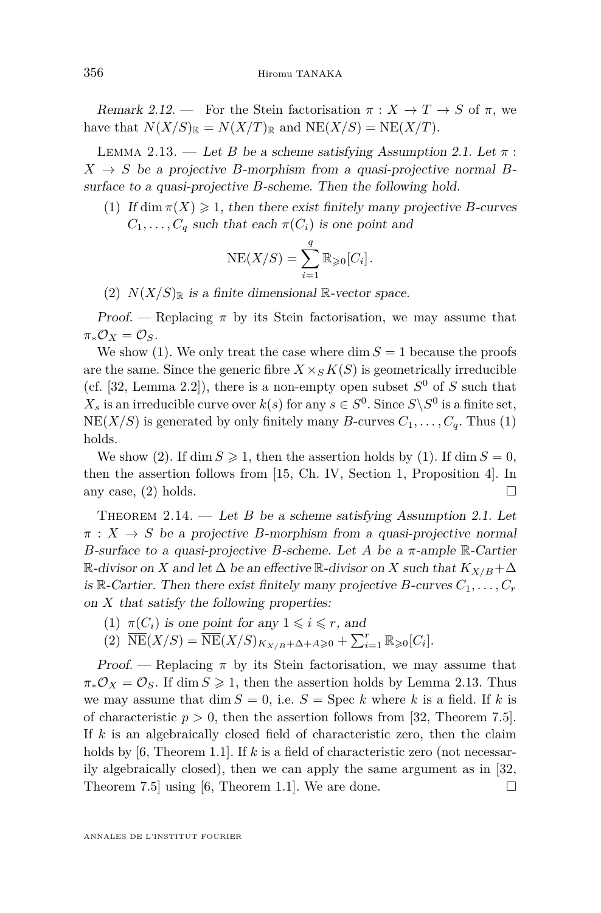*Remark 2.12.* — For the Stein factorisation $\pi : X \to T \to S$ of $\pi$, we have that $N(X/S)_{\mathbb{R}} = N(X/T)_{\mathbb{R}}$ and $\mathrm{NE}(X/S) = \mathrm{NE}(X/T)$.

Lemma 2.13. — *Let $B$ be a scheme satisfying Assumption 2.1. Let $\pi : X \to S$ be a projective $B$-morphism from a quasi-projective normal $B$-surface to a quasi-projective $B$-scheme. Then the following hold.*

(1) *If $\dim \pi(X) \geqslant 1$, then there exist finitely many projective $B$-curves $C_1, \ldots, C_q$ such that each $\pi(C_i)$ is one point and*

$$\mathrm{NE}(X/S) = \sum_{i=1}^{q} \mathbb{R}_{\geqslant 0}[C_i].$$

(2) *$N(X/S)_{\mathbb{R}}$ is a finite dimensional $\mathbb{R}$-vector space.*

*Proof.* — Replacing $\pi$ by its Stein factorisation, we may assume that $\pi_* \mathcal{O}_X = \mathcal{O}_S$.

We show (1). We only treat the case where $\dim S = 1$ because the proofs are the same. Since the generic fibre $X \times_S K(S)$ is geometrically irreducible (cf. [32, Lemma 2.2]), there is a non-empty open subset $S^0$ of $S$ such that $X_s$ is an irreducible curve over $k(s)$ for any $s \in S^0$. Since $S \backslash S^0$ is a finite set, $\mathrm{NE}(X/S)$ is generated by only finitely many $B$-curves $C_1, \ldots, C_q$. Thus (1) holds.

We show (2). If $\dim S \geqslant 1$, then the assertion holds by (1). If $\dim S = 0$, then the assertion follows from [15, Ch. IV, Section 1, Proposition 4]. In any case, (2) holds. □

Theorem 2.14. — *Let $B$ be a scheme satisfying Assumption 2.1. Let $\pi : X \to S$ be a projective $B$-morphism from a quasi-projective normal $B$-surface to a quasi-projective $B$-scheme. Let $A$ be a $\pi$-ample $\mathbb{R}$-Cartier $\mathbb{R}$-divisor on $X$ and let $\Delta$ be an effective $\mathbb{R}$-divisor on $X$ such that $K_{X/B}+\Delta$ is $\mathbb{R}$-Cartier. Then there exist finitely many projective $B$-curves $C_1, \ldots, C_r$ on $X$ that satisfy the following properties:*

(1) *$\pi(C_i)$ is one point for any $1 \leqslant i \leqslant r$, and*
(2) *$\overline{\mathrm{NE}}(X/S) = \overline{\mathrm{NE}}(X/S)_{K_{X/B}+\Delta+A \geqslant 0} + \sum_{i=1}^{r} \mathbb{R}_{\geqslant 0}[C_i]$.*

*Proof.* — Replacing $\pi$ by its Stein factorisation, we may assume that $\pi_* \mathcal{O}_X = \mathcal{O}_S$. If $\dim S \geqslant 1$, then the assertion holds by Lemma 2.13. Thus we may assume that $\dim S = 0$, i.e. $S = \mathrm{Spec}\, k$ where $k$ is a field. If $k$ is of characteristic $p > 0$, then the assertion follows from [32, Theorem 7.5]. If $k$ is an algebraically closed field of characteristic zero, then the claim holds by [6, Theorem 1.1]. If $k$ is a field of characteristic zero (not necessarily algebraically closed), then we can apply the same argument as in [32, Theorem 7.5] using [6, Theorem 1.1]. We are done. □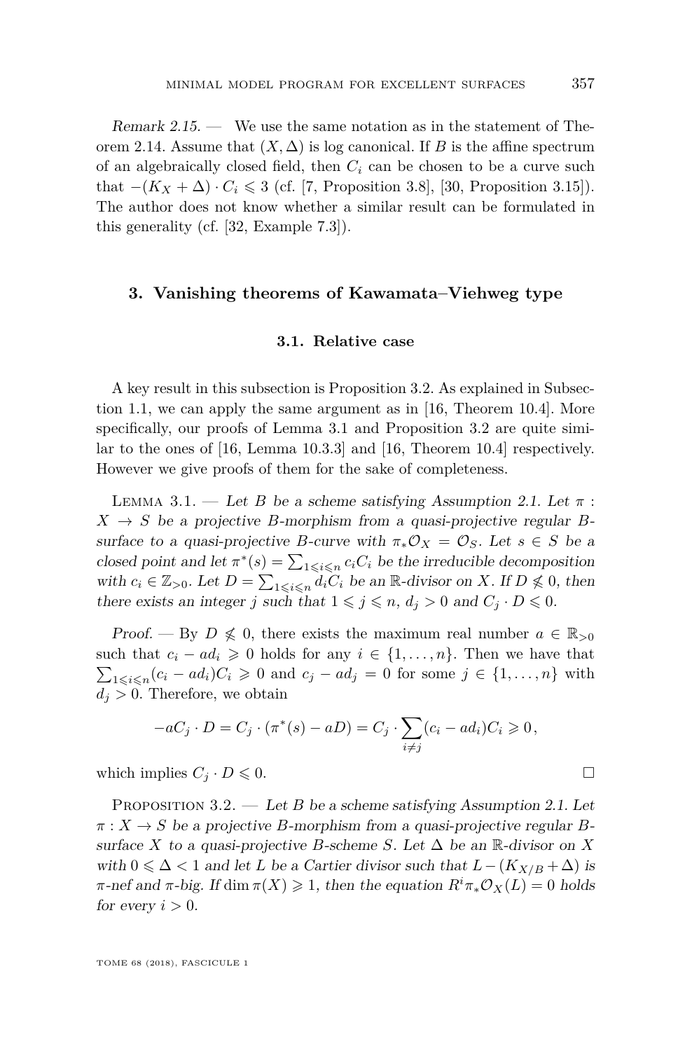*Remark 2.15.* — We use the same notation as in the statement of Theorem 2.14. Assume that $(X, \Delta)$ is log canonical. If $B$ is the affine spectrum of an algebraically closed field, then $C_i$ can be chosen to be a curve such that $-(K_X + \Delta) \cdot C_i \leqslant 3$ (cf. [7, Proposition 3.8], [30, Proposition 3.15]). The author does not know whether a similar result can be formulated in this generality (cf. [32, Example 7.3]).

## 3. Vanishing theorems of Kawamata–Viehweg type

### 3.1. Relative case

A key result in this subsection is Proposition 3.2. As explained in Subsection 1.1, we can apply the same argument as in [16, Theorem 10.4]. More specifically, our proofs of Lemma 3.1 and Proposition 3.2 are quite similar to the ones of [16, Lemma 10.3.3] and [16, Theorem 10.4] respectively. However we give proofs of them for the sake of completeness.

Lemma 3.1. — *Let $B$ be a scheme satisfying Assumption 2.1. Let $\pi : X \to S$ be a projective $B$-morphism from a quasi-projective regular $B$-surface to a quasi-projective $B$-curve with $\pi_*\mathcal{O}_X = \mathcal{O}_S$. Let $s \in S$ be a closed point and let $\pi^*(s) = \sum_{1 \leqslant i \leqslant n} c_i C_i$ be the irreducible decomposition with $c_i \in \mathbb{Z}_{>0}$. Let $D = \sum_{1 \leqslant i \leqslant n} d_i C_i$ be an $\mathbb{R}$-divisor on $X$. If $D \not\leqslant 0$, then there exists an integer $j$ such that $1 \leqslant j \leqslant n$, $d_j > 0$ and $C_j \cdot D \leqslant 0$.*

*Proof.* — By $D \not\leqslant 0$, there exists the maximum real number $a \in \mathbb{R}_{>0}$ such that $c_i - ad_i \geqslant 0$ holds for any $i \in \{1, \ldots, n\}$. Then we have that $\sum_{1 \leqslant i \leqslant n}(c_i - ad_i)C_i \geqslant 0$ and $c_j - ad_j = 0$ for some $j \in \{1, \ldots, n\}$ with $d_j > 0$. Therefore, we obtain

$$-aC_j \cdot D = C_j \cdot (\pi^*(s) - aD) = C_j \cdot \sum_{i \neq j}(c_i - ad_i)C_i \geqslant 0,$$

which implies $C_j \cdot D \leqslant 0$. $\square$

Proposition 3.2. — *Let $B$ be a scheme satisfying Assumption 2.1. Let $\pi : X \to S$ be a projective $B$-morphism from a quasi-projective regular $B$-surface $X$ to a quasi-projective $B$-scheme $S$. Let $\Delta$ be an $\mathbb{R}$-divisor on $X$ with $0 \leqslant \Delta < 1$ and let $L$ be a Cartier divisor such that $L - (K_{X/B} + \Delta)$ is $\pi$-nef and $\pi$-big. If $\dim \pi(X) \geqslant 1$, then the equation $R^i\pi_*\mathcal{O}_X(L) = 0$ holds for every $i > 0$.*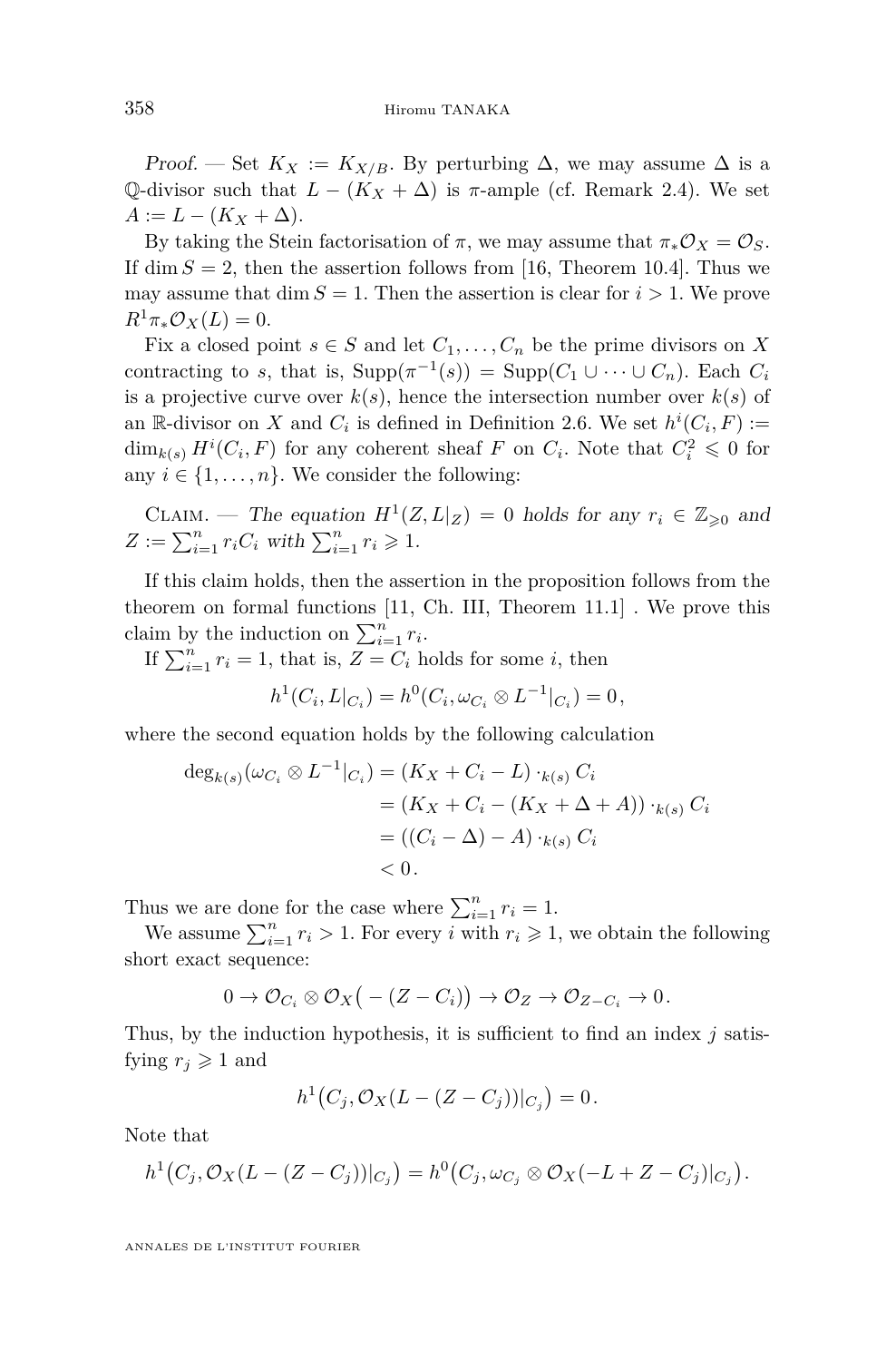*Proof.* — Set $K_X := K_{X/B}$. By perturbing $\Delta$, we may assume $\Delta$ is a $\mathbb{Q}$-divisor such that $L - (K_X + \Delta)$ is $\pi$-ample (cf. Remark 2.4). We set $A := L - (K_X + \Delta)$.

By taking the Stein factorisation of $\pi$, we may assume that $\pi_* \mathcal{O}_X = \mathcal{O}_S$. If $\dim S = 2$, then the assertion follows from [16, Theorem 10.4]. Thus we may assume that $\dim S = 1$. Then the assertion is clear for $i > 1$. We prove $R^1 \pi_* \mathcal{O}_X(L) = 0$.

Fix a closed point $s \in S$ and let $C_1, \ldots, C_n$ be the prime divisors on $X$ contracting to $s$, that is, $\mathrm{Supp}(\pi^{-1}(s)) = \mathrm{Supp}(C_1 \cup \cdots \cup C_n)$. Each $C_i$ is a projective curve over $k(s)$, hence the intersection number over $k(s)$ of an $\mathbb{R}$-divisor on $X$ and $C_i$ is defined in Definition 2.6. We set $h^i(C_i, F) := \dim_{k(s)} H^i(C_i, F)$ for any coherent sheaf $F$ on $C_i$. Note that $C_i^2 \leqslant 0$ for any $i \in \{1, \ldots, n\}$. We consider the following:

Claim. — *The equation $H^1(Z, L|_Z) = 0$ holds for any $r_i \in \mathbb{Z}_{\geqslant 0}$ and $Z := \sum_{i=1}^n r_i C_i$ with $\sum_{i=1}^n r_i \geqslant 1$.*

If this claim holds, then the assertion in the proposition follows from the theorem on formal functions [11, Ch. III, Theorem 11.1] . We prove this claim by the induction on $\sum_{i=1}^n r_i$.

If $\sum_{i=1}^n r_i = 1$, that is, $Z = C_i$ holds for some $i$, then

$$h^1(C_i, L|_{C_i}) = h^0(C_i, \omega_{C_i} \otimes L^{-1}|_{C_i}) = 0,$$

where the second equation holds by the following calculation

$$\begin{aligned}
\deg_{k(s)}(\omega_{C_i} \otimes L^{-1}|_{C_i}) &= (K_X + C_i - L) \cdot_{k(s)} C_i \\
&= (K_X + C_i - (K_X + \Delta + A)) \cdot_{k(s)} C_i \\
&= ((C_i - \Delta) - A) \cdot_{k(s)} C_i \\
&< 0.
\end{aligned}$$

Thus we are done for the case where $\sum_{i=1}^n r_i = 1$.

We assume $\sum_{i=1}^n r_i > 1$. For every $i$ with $r_i \geqslant 1$, we obtain the following short exact sequence:

$$0 \to \mathcal{O}_{C_i} \otimes \mathcal{O}_X\big(-(Z - C_i)\big) \to \mathcal{O}_Z \to \mathcal{O}_{Z - C_i} \to 0.$$

Thus, by the induction hypothesis, it is sufficient to find an index $j$ satisfying $r_j \geqslant 1$ and

$$h^1\big(C_j, \mathcal{O}_X(L - (Z - C_j))|_{C_j}\big) = 0.$$

Note that

$$h^1\big(C_j, \mathcal{O}_X(L - (Z - C_j))|_{C_j}\big) = h^0\big(C_j, \omega_{C_j} \otimes \mathcal{O}_X(-L + Z - C_j)|_{C_j}\big).$$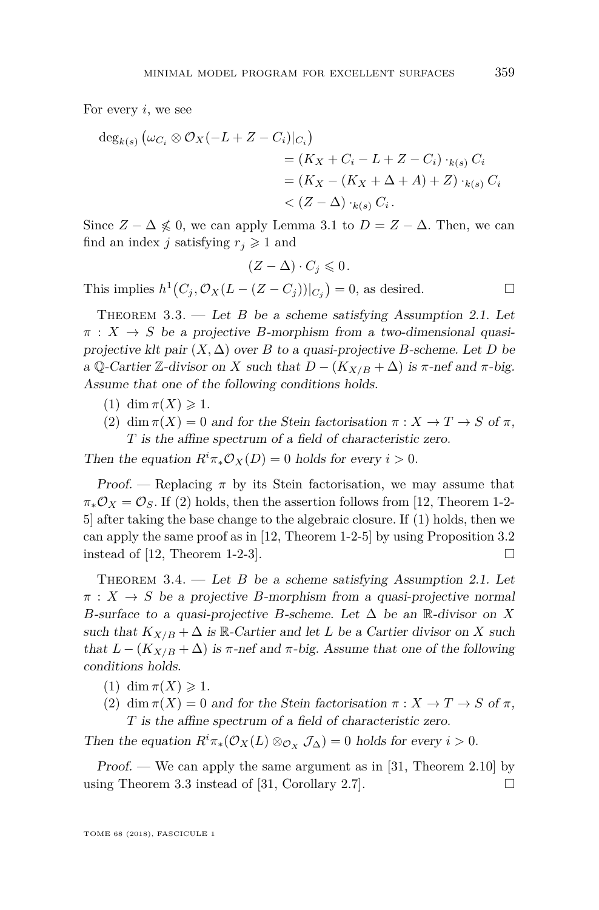For every $i$, we see

$$\begin{aligned}
\deg_{k(s)} \left(\omega_{C_i} \otimes \mathcal{O}_X(-L+Z-C_i)|_{C_i}\right) \\
&= (K_X + C_i - L + Z - C_i) \cdot_{k(s)} C_i \\
&= (K_X - (K_X + \Delta + A) + Z) \cdot_{k(s)} C_i \\
&< (Z - \Delta) \cdot_{k(s)} C_i \,.
\end{aligned}$$

Since $Z - \Delta \not\leqslant 0$, we can apply Lemma 3.1 to $D = Z - \Delta$. Then, we can find an index $j$ satisfying $r_j \geqslant 1$ and

$$(Z - \Delta) \cdot C_j \leqslant 0 \,.$$

This implies $h^1\big(C_j, \mathcal{O}_X(L - (Z - C_j))|_{C_j}\big) = 0$, as desired. □

Theorem 3.3. — *Let $B$ be a scheme satisfying Assumption 2.1. Let $\pi : X \to S$ be a projective $B$-morphism from a two-dimensional quasi-projective klt pair $(X, \Delta)$ over $B$ to a quasi-projective $B$-scheme. Let $D$ be a $\mathbb{Q}$-Cartier $\mathbb{Z}$-divisor on $X$ such that $D - (K_{X/B} + \Delta)$ is $\pi$-nef and $\pi$-big. Assume that one of the following conditions holds.*

(1) *$\dim \pi(X) \geqslant 1$.*
(2) *$\dim \pi(X) = 0$ and for the Stein factorisation $\pi : X \to T \to S$ of $\pi$, $T$ is the affine spectrum of a field of characteristic zero.*

*Then the equation $R^i\pi_*\mathcal{O}_X(D) = 0$ holds for every $i > 0$.*

*Proof.* — Replacing $\pi$ by its Stein factorisation, we may assume that $\pi_*\mathcal{O}_X = \mathcal{O}_S$. If (2) holds, then the assertion follows from [12, Theorem 1-2-5] after taking the base change to the algebraic closure. If (1) holds, then we can apply the same proof as in [12, Theorem 1-2-5] by using Proposition 3.2 instead of [12, Theorem 1-2-3]. □

Theorem 3.4. — *Let $B$ be a scheme satisfying Assumption 2.1. Let $\pi : X \to S$ be a projective $B$-morphism from a quasi-projective normal $B$-surface to a quasi-projective $B$-scheme. Let $\Delta$ be an $\mathbb{R}$-divisor on $X$ such that $K_{X/B} + \Delta$ is $\mathbb{R}$-Cartier and let $L$ be a Cartier divisor on $X$ such that $L - (K_{X/B} + \Delta)$ is $\pi$-nef and $\pi$-big. Assume that one of the following conditions holds.*

(1) *$\dim \pi(X) \geqslant 1$.*
(2) *$\dim \pi(X) = 0$ and for the Stein factorisation $\pi : X \to T \to S$ of $\pi$, $T$ is the affine spectrum of a field of characteristic zero.*

*Then the equation $R^i\pi_*(\mathcal{O}_X(L) \otimes_{\mathcal{O}_X} \mathcal{J}_\Delta) = 0$ holds for every $i > 0$.*

*Proof.* — We can apply the same argument as in [31, Theorem 2.10] by using Theorem 3.3 instead of [31, Corollary 2.7]. □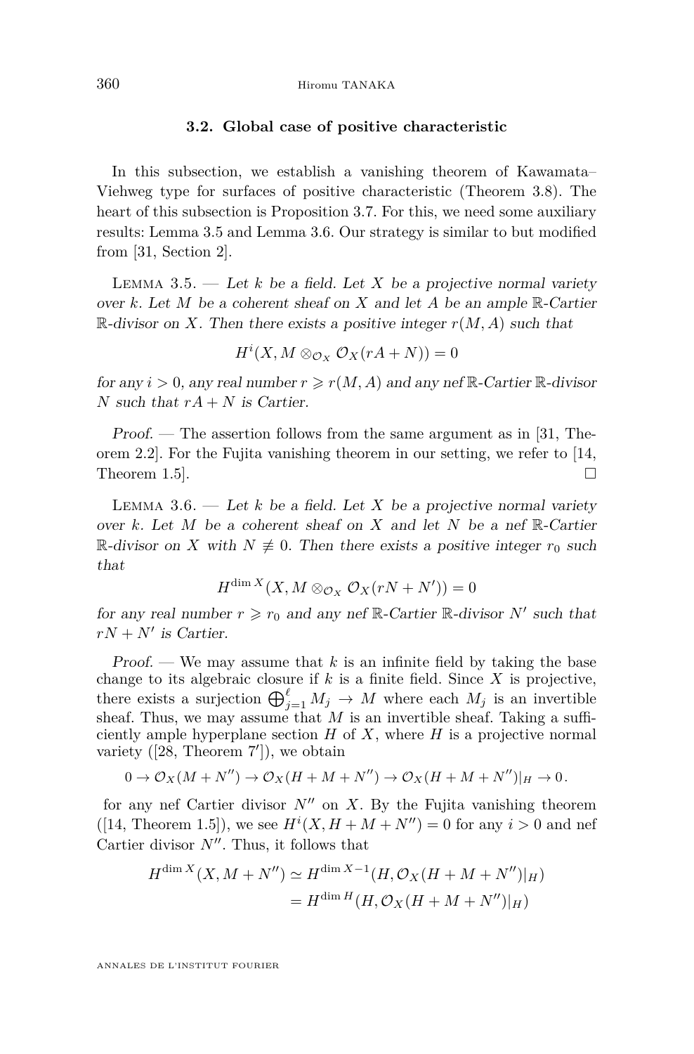### 3.2. Global case of positive characteristic

In this subsection, we establish a vanishing theorem of Kawamata–Viehweg type for surfaces of positive characteristic (Theorem 3.8). The heart of this subsection is Proposition 3.7. For this, we need some auxiliary results: Lemma 3.5 and Lemma 3.6. Our strategy is similar to but modified from [31, Section 2].

Lemma 3.5. — *Let $k$ be a field. Let $X$ be a projective normal variety over $k$. Let $M$ be a coherent sheaf on $X$ and let $A$ be an ample $\mathbb{R}$-Cartier $\mathbb{R}$-divisor on $X$. Then there exists a positive integer $r(M, A)$ such that*

$$H^i(X, M \otimes_{\mathcal{O}_X} \mathcal{O}_X(rA + N)) = 0$$

*for any $i > 0$, any real number $r \geqslant r(M, A)$ and any nef $\mathbb{R}$-Cartier $\mathbb{R}$-divisor $N$ such that $rA + N$ is Cartier.*

*Proof.* — The assertion follows from the same argument as in [31, Theorem 2.2]. For the Fujita vanishing theorem in our setting, we refer to [14, Theorem 1.5]. □

Lemma 3.6. — *Let $k$ be a field. Let $X$ be a projective normal variety over $k$. Let $M$ be a coherent sheaf on $X$ and let $N$ be a nef $\mathbb{R}$-Cartier $\mathbb{R}$-divisor on $X$ with $N \not\equiv 0$. Then there exists a positive integer $r_0$ such that*

$$H^{\dim X}(X, M \otimes_{\mathcal{O}_X} \mathcal{O}_X(rN + N')) = 0$$

*for any real number $r \geqslant r_0$ and any nef $\mathbb{R}$-Cartier $\mathbb{R}$-divisor $N'$ such that $rN + N'$ is Cartier.*

*Proof.* — We may assume that $k$ is an infinite field by taking the base change to its algebraic closure if $k$ is a finite field. Since $X$ is projective, there exists a surjection $\bigoplus_{j=1}^{\ell} M_j \to M$ where each $M_j$ is an invertible sheaf. Thus, we may assume that $M$ is an invertible sheaf. Taking a sufficiently ample hyperplane section $H$ of $X$, where $H$ is a projective normal variety ([28, Theorem 7′]), we obtain

$$0 \to \mathcal{O}_X(M + N'') \to \mathcal{O}_X(H + M + N'') \to \mathcal{O}_X(H + M + N'')|_H \to 0.$$

for any nef Cartier divisor $N''$ on $X$. By the Fujita vanishing theorem ([14, Theorem 1.5]), we see $H^i(X, H + M + N'') = 0$ for any $i > 0$ and nef Cartier divisor $N''$. Thus, it follows that

$$\begin{aligned} H^{\dim X}(X, M + N'') &\simeq H^{\dim X - 1}(H, \mathcal{O}_X(H + M + N'')|_H) \\ &= H^{\dim H}(H, \mathcal{O}_X(H + M + N'')|_H) \end{aligned}$$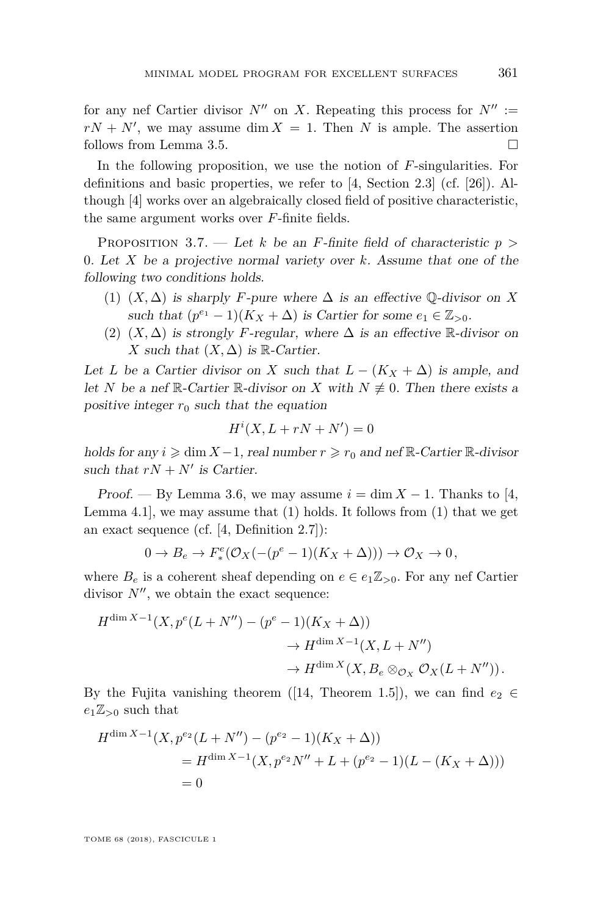for any nef Cartier divisor $N''$ on $X$. Repeating this process for $N'' := rN + N'$, we may assume $\dim X = 1$. Then $N$ is ample. The assertion follows from Lemma 3.5. $\square$

In the following proposition, we use the notion of $F$-singularities. For definitions and basic properties, we refer to [4, Section 2.3] (cf. [26]). Although [4] works over an algebraically closed field of positive characteristic, the same argument works over $F$-finite fields.

Proposition 3.7. — *Let $k$ be an $F$-finite field of characteristic $p > 0$. Let $X$ be a projective normal variety over $k$. Assume that one of the following two conditions holds.*

1. *$(X, \Delta)$ is sharply $F$-pure where $\Delta$ is an effective $\mathbb{Q}$-divisor on $X$ such that $(p^{e_1} - 1)(K_X + \Delta)$ is Cartier for some $e_1 \in \mathbb{Z}_{>0}$.*
2. *$(X, \Delta)$ is strongly $F$-regular, where $\Delta$ is an effective $\mathbb{R}$-divisor on $X$ such that $(X, \Delta)$ is $\mathbb{R}$-Cartier.*

*Let $L$ be a Cartier divisor on $X$ such that $L - (K_X + \Delta)$ is ample, and let $N$ be a nef $\mathbb{R}$-Cartier $\mathbb{R}$-divisor on $X$ with $N \not\equiv 0$. Then there exists a positive integer $r_0$ such that the equation*

$$H^i(X, L + rN + N') = 0$$

*holds for any $i \geqslant \dim X - 1$, real number $r \geqslant r_0$ and nef $\mathbb{R}$-Cartier $\mathbb{R}$-divisor such that $rN + N'$ is Cartier.*

*Proof.* — By Lemma 3.6, we may assume $i = \dim X - 1$. Thanks to [4, Lemma 4.1], we may assume that (1) holds. It follows from (1) that we get an exact sequence (cf. [4, Definition 2.7]):

$$0 \to B_e \to F^e_*(\mathcal{O}_X(-(p^e - 1)(K_X + \Delta))) \to \mathcal{O}_X \to 0,$$

where $B_e$ is a coherent sheaf depending on $e \in e_1\mathbb{Z}_{>0}$. For any nef Cartier divisor $N''$, we obtain the exact sequence:

$$\begin{aligned}
H^{\dim X - 1}(X, p^e(L + N'') - (p^e - 1)(K_X + \Delta)) \\
&\to H^{\dim X - 1}(X, L + N'') \\
&\to H^{\dim X}(X, B_e \otimes_{\mathcal{O}_X} \mathcal{O}_X(L + N'')).
\end{aligned}$$

By the Fujita vanishing theorem ([14, Theorem 1.5]), we can find $e_2 \in e_1\mathbb{Z}_{>0}$ such that

$$\begin{aligned}
H^{\dim X - 1}(X, p^{e_2}(L + N'') - (p^{e_2} - 1)(K_X + \Delta)) \\
&= H^{\dim X - 1}(X, p^{e_2} N'' + L + (p^{e_2} - 1)(L - (K_X + \Delta))) \\
&= 0
\end{aligned}$$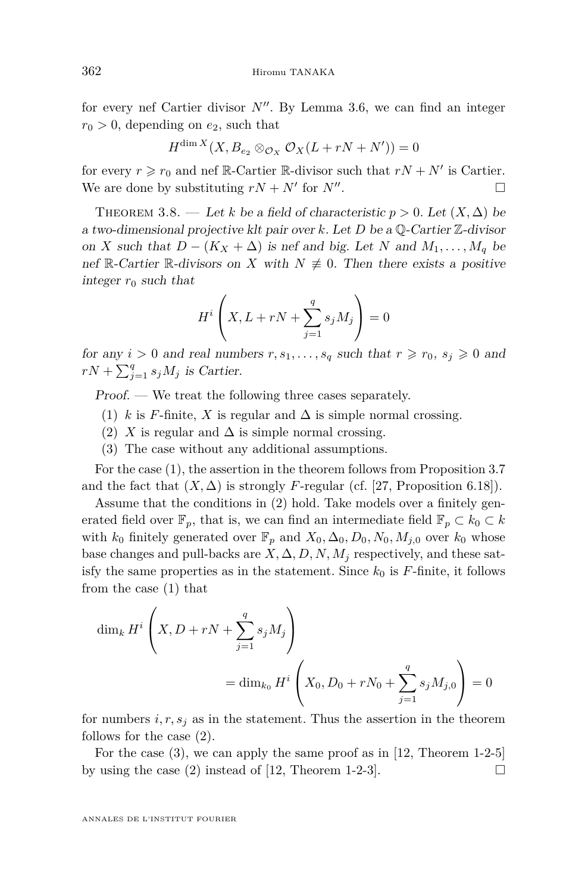for every nef Cartier divisor $N''$. By Lemma 3.6, we can find an integer $r_0 > 0$, depending on $e_2$, such that

$$H^{\dim X}(X, B_{e_2} \otimes_{\mathcal{O}_X} \mathcal{O}_X(L + rN + N')) = 0$$

for every $r \geqslant r_0$ and nef $\mathbb{R}$-Cartier $\mathbb{R}$-divisor such that $rN + N'$ is Cartier. We are done by substituting $rN + N'$ for $N''$. □

Theorem 3.8. — *Let $k$ be a field of characteristic $p > 0$. Let $(X, \Delta)$ be a two-dimensional projective klt pair over $k$. Let $D$ be a $\mathbb{Q}$-Cartier $\mathbb{Z}$-divisor on $X$ such that $D - (K_X + \Delta)$ is nef and big. Let $N$ and $M_1, \dots, M_q$ be nef $\mathbb{R}$-Cartier $\mathbb{R}$-divisors on $X$ with $N \not\equiv 0$. Then there exists a positive integer $r_0$ such that*

$$H^i\left(X, L + rN + \sum_{j=1}^{q} s_j M_j\right) = 0$$

*for any $i > 0$ and real numbers $r, s_1, \dots, s_q$ such that $r \geqslant r_0$, $s_j \geqslant 0$ and $rN + \sum_{j=1}^{q} s_j M_j$ is Cartier.*

*Proof.* — We treat the following three cases separately.

(1) $k$ is $F$-finite, $X$ is regular and $\Delta$ is simple normal crossing.
(2) $X$ is regular and $\Delta$ is simple normal crossing.
(3) The case without any additional assumptions.

For the case (1), the assertion in the theorem follows from Proposition 3.7 and the fact that $(X, \Delta)$ is strongly $F$-regular (cf. [27, Proposition 6.18]).

Assume that the conditions in (2) hold. Take models over a finitely generated field over $\mathbb{F}_p$, that is, we can find an intermediate field $\mathbb{F}_p \subset k_0 \subset k$ with $k_0$ finitely generated over $\mathbb{F}_p$ and $X_0, \Delta_0, D_0, N_0, M_{j,0}$ over $k_0$ whose base changes and pull-backs are $X, \Delta, D, N, M_j$ respectively, and these satisfy the same properties as in the statement. Since $k_0$ is $F$-finite, it follows from the case (1) that

$$\dim_k H^i\left(X, D + rN + \sum_{j=1}^{q} s_j M_j\right) = \dim_{k_0} H^i\left(X_0, D_0 + rN_0 + \sum_{j=1}^{q} s_j M_{j,0}\right) = 0$$

for numbers $i, r, s_j$ as in the statement. Thus the assertion in the theorem follows for the case (2).

For the case (3), we can apply the same proof as in [12, Theorem 1-2-5] by using the case (2) instead of [12, Theorem 1-2-3]. □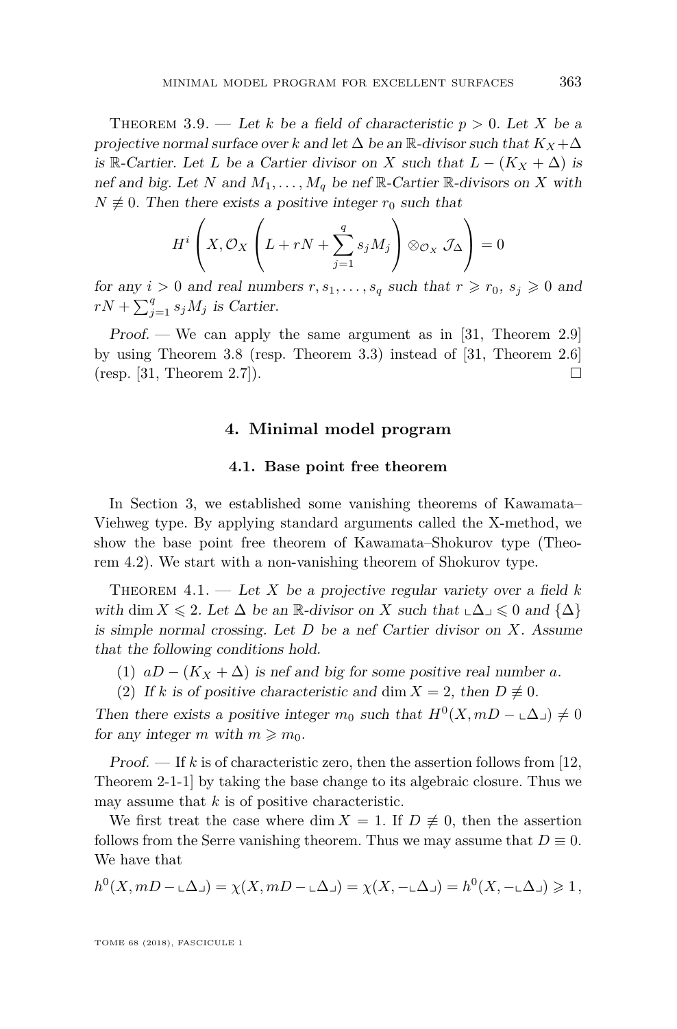Theorem 3.9. — *Let $k$ be a field of characteristic $p > 0$. Let $X$ be a projective normal surface over $k$ and let $\Delta$ be an $\mathbb{R}$-divisor such that $K_X + \Delta$ is $\mathbb{R}$-Cartier. Let $L$ be a Cartier divisor on $X$ such that $L - (K_X + \Delta)$ is nef and big. Let $N$ and $M_1, \ldots, M_q$ be nef $\mathbb{R}$-Cartier $\mathbb{R}$-divisors on $X$ with $N \not\equiv 0$. Then there exists a positive integer $r_0$ such that*

$$H^i\left(X, \mathcal{O}_X\left(L + rN + \sum_{j=1}^{q} s_j M_j\right) \otimes_{\mathcal{O}_X} \mathcal{J}_\Delta\right) = 0$$

*for any $i > 0$ and real numbers $r, s_1, \ldots, s_q$ such that $r \geqslant r_0$, $s_j \geqslant 0$ and $rN + \sum_{j=1}^{q} s_j M_j$ is Cartier.*

*Proof.* — We can apply the same argument as in [31, Theorem 2.9] by using Theorem 3.8 (resp. Theorem 3.3) instead of [31, Theorem 2.6] (resp. [31, Theorem 2.7]). □

## 4. Minimal model program

### 4.1. Base point free theorem

In Section 3, we established some vanishing theorems of Kawamata–Viehweg type. By applying standard arguments called the X-method, we show the base point free theorem of Kawamata–Shokurov type (Theorem 4.2). We start with a non-vanishing theorem of Shokurov type.

Theorem 4.1. — *Let $X$ be a projective regular variety over a field $k$ with $\dim X \leqslant 2$. Let $\Delta$ be an $\mathbb{R}$-divisor on $X$ such that $\llcorner \Delta \lrcorner \leqslant 0$ and $\{\Delta\}$ is simple normal crossing. Let $D$ be a nef Cartier divisor on $X$. Assume that the following conditions hold.*

1. *$aD - (K_X + \Delta)$ is nef and big for some positive real number $a$.*
2. *If $k$ is of positive characteristic and $\dim X = 2$, then $D \not\equiv 0$.*

*Then there exists a positive integer $m_0$ such that $H^0(X, mD - \llcorner \Delta \lrcorner) \neq 0$ for any integer $m$ with $m \geqslant m_0$.*

*Proof.* — If $k$ is of characteristic zero, then the assertion follows from [12, Theorem 2-1-1] by taking the base change to its algebraic closure. Thus we may assume that $k$ is of positive characteristic.

We first treat the case where $\dim X = 1$. If $D \not\equiv 0$, then the assertion follows from the Serre vanishing theorem. Thus we may assume that $D \equiv 0$. We have that

$$h^0(X, mD - \llcorner \Delta \lrcorner) = \chi(X, mD - \llcorner \Delta \lrcorner) = \chi(X, -\llcorner \Delta \lrcorner) = h^0(X, -\llcorner \Delta \lrcorner) \geqslant 1,$$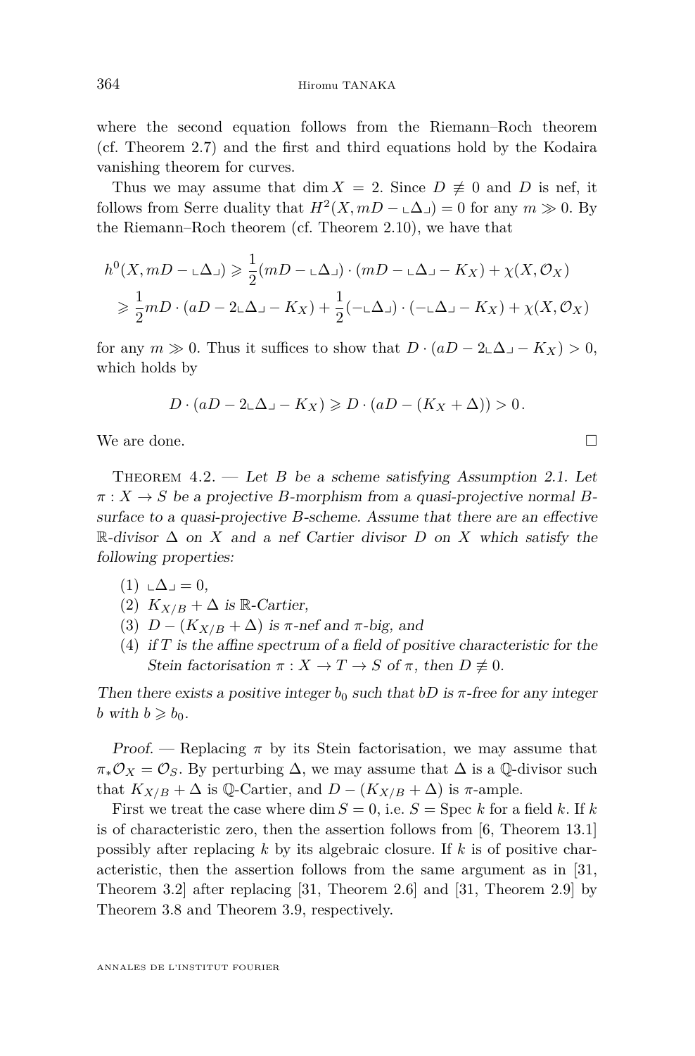where the second equation follows from the Riemann–Roch theorem (cf. Theorem 2.7) and the first and third equations hold by the Kodaira vanishing theorem for curves.

Thus we may assume that $\dim X = 2$. Since $D \not\equiv 0$ and $D$ is nef, it follows from Serre duality that $H^2(X, mD - \llcorner \Delta \lrcorner) = 0$ for any $m \gg 0$. By the Riemann–Roch theorem (cf. Theorem 2.10), we have that

$$\begin{aligned} h^0(X, mD - \llcorner \Delta \lrcorner) &\geqslant \frac{1}{2}(mD - \llcorner \Delta \lrcorner) \cdot (mD - \llcorner \Delta \lrcorner - K_X) + \chi(X, \mathcal{O}_X) \\ &\geqslant \frac{1}{2} mD \cdot (aD - 2\llcorner \Delta \lrcorner - K_X) + \frac{1}{2}(-\llcorner \Delta \lrcorner) \cdot (-\llcorner \Delta \lrcorner - K_X) + \chi(X, \mathcal{O}_X) \end{aligned}$$

for any $m \gg 0$. Thus it suffices to show that $D \cdot (aD - 2\llcorner \Delta \lrcorner - K_X) > 0$, which holds by

$$D \cdot (aD - 2\llcorner \Delta \lrcorner - K_X) \geqslant D \cdot (aD - (K_X + \Delta)) > 0.$$

We are done. $\square$

**Theorem 4.2.** — *Let $B$ be a scheme satisfying Assumption 2.1. Let $\pi : X \to S$ be a projective $B$-morphism from a quasi-projective normal $B$-surface to a quasi-projective $B$-scheme. Assume that there are an effective $\mathbb{R}$-divisor $\Delta$ on $X$ and a nef Cartier divisor $D$ on $X$ which satisfy the following properties:*

1. $\llcorner \Delta \lrcorner = 0$,
2. *$K_{X/B} + \Delta$ is $\mathbb{R}$-Cartier,*
3. *$D - (K_{X/B} + \Delta)$ is $\pi$-nef and $\pi$-big, and*
4. *if $T$ is the affine spectrum of a field of positive characteristic for the Stein factorisation $\pi : X \to T \to S$ of $\pi$, then $D \not\equiv 0$.*

*Then there exists a positive integer $b_0$ such that $bD$ is $\pi$-free for any integer $b$ with $b \geqslant b_0$.*

*Proof.* — Replacing $\pi$ by its Stein factorisation, we may assume that $\pi_* \mathcal{O}_X = \mathcal{O}_S$. By perturbing $\Delta$, we may assume that $\Delta$ is a $\mathbb{Q}$-divisor such that $K_{X/B} + \Delta$ is $\mathbb{Q}$-Cartier, and $D - (K_{X/B} + \Delta)$ is $\pi$-ample.

First we treat the case where $\dim S = 0$, i.e. $S = \operatorname{Spec} k$ for a field $k$. If $k$ is of characteristic zero, then the assertion follows from [6, Theorem 13.1] possibly after replacing $k$ by its algebraic closure. If $k$ is of positive characteristic, then the assertion follows from the same argument as in [31, Theorem 3.2] after replacing [31, Theorem 2.6] and [31, Theorem 2.9] by Theorem 3.8 and Theorem 3.9, respectively.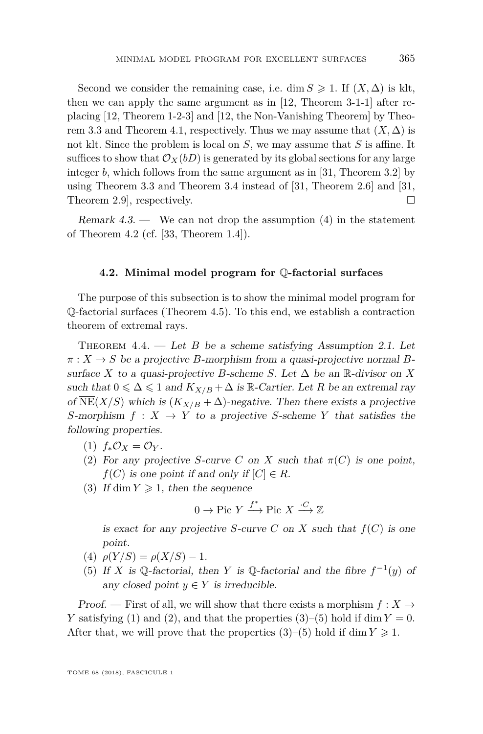Second we consider the remaining case, i.e. $\dim S \geqslant 1$. If $(X, \Delta)$ is klt, then we can apply the same argument as in [12, Theorem 3-1-1] after replacing [12, Theorem 1-2-3] and [12, the Non-Vanishing Theorem] by Theorem 3.3 and Theorem 4.1, respectively. Thus we may assume that $(X, \Delta)$ is not klt. Since the problem is local on $S$, we may assume that $S$ is affine. It suffices to show that $\mathcal{O}_X(bD)$ is generated by its global sections for any large integer $b$, which follows from the same argument as in [31, Theorem 3.2] by using Theorem 3.3 and Theorem 3.4 instead of [31, Theorem 2.6] and [31, Theorem 2.9], respectively. □

*Remark 4.3.* — We can not drop the assumption (4) in the statement of Theorem 4.2 (cf. [33, Theorem 1.4]).

### 4.2. Minimal model program for $\mathbb{Q}$-factorial surfaces

The purpose of this subsection is to show the minimal model program for $\mathbb{Q}$-factorial surfaces (Theorem 4.5). To this end, we establish a contraction theorem of extremal rays.

Theorem 4.4. — *Let $B$ be a scheme satisfying Assumption 2.1. Let $\pi : X \to S$ be a projective $B$-morphism from a quasi-projective normal $B$-surface $X$ to a quasi-projective $B$-scheme $S$. Let $\Delta$ be an $\mathbb{R}$-divisor on $X$ such that $0 \leqslant \Delta \leqslant 1$ and $K_{X/B} + \Delta$ is $\mathbb{R}$-Cartier. Let $R$ be an extremal ray of $\overline{\mathrm{NE}}(X/S)$ which is $(K_{X/B} + \Delta)$-negative. Then there exists a projective $S$-morphism $f : X \to Y$ to a projective $S$-scheme $Y$ that satisfies the following properties.*

1. *$f_*\mathcal{O}_X = \mathcal{O}_Y$.*
2. *For any projective $S$-curve $C$ on $X$ such that $\pi(C)$ is one point, $f(C)$ is one point if and only if $[C] \in R$.*
3. *If $\dim Y \geqslant 1$, then the sequence*
$$0 \to \mathrm{Pic}\, Y \xrightarrow{f^*} \mathrm{Pic}\, X \xrightarrow{\cdot C} \mathbb{Z}$$
*is exact for any projective $S$-curve $C$ on $X$ such that $f(C)$ is one point.*
4. *$\rho(Y/S) = \rho(X/S) - 1$.*
5. *If $X$ is $\mathbb{Q}$-factorial, then $Y$ is $\mathbb{Q}$-factorial and the fibre $f^{-1}(y)$ of any closed point $y \in Y$ is irreducible.*

*Proof.* — First of all, we will show that there exists a morphism $f : X \to Y$ satisfying (1) and (2), and that the properties (3)–(5) hold if $\dim Y = 0$. After that, we will prove that the properties (3)–(5) hold if $\dim Y \geqslant 1$.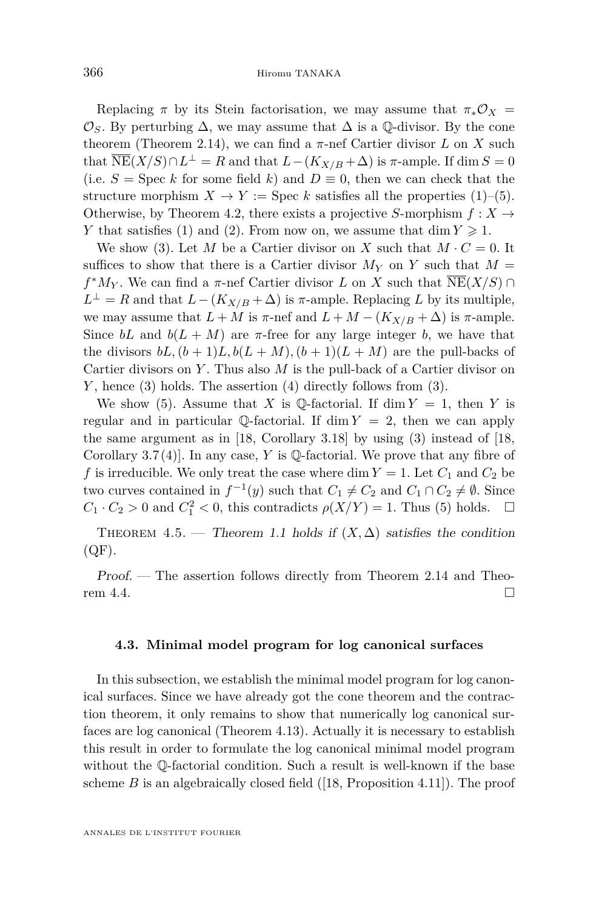Replacing $\pi$ by its Stein factorisation, we may assume that $\pi_*\mathcal{O}_X = \mathcal{O}_S$. By perturbing $\Delta$, we may assume that $\Delta$ is a $\mathbb{Q}$-divisor. By the cone theorem (Theorem 2.14), we can find a $\pi$-nef Cartier divisor $L$ on $X$ such that $\overline{\mathrm{NE}}(X/S) \cap L^{\perp} = R$ and that $L - (K_{X/B} + \Delta)$ is $\pi$-ample. If $\dim S = 0$ (i.e. $S = \operatorname{Spec} k$ for some field $k$) and $D \equiv 0$, then we can check that the structure morphism $X \to Y := \operatorname{Spec} k$ satisfies all the properties (1)–(5). Otherwise, by Theorem 4.2, there exists a projective $S$-morphism $f : X \to Y$ that satisfies (1) and (2). From now on, we assume that $\dim Y \geqslant 1$.

We show (3). Let $M$ be a Cartier divisor on $X$ such that $M \cdot C = 0$. It suffices to show that there is a Cartier divisor $M_Y$ on $Y$ such that $M = f^*M_Y$. We can find a $\pi$-nef Cartier divisor $L$ on $X$ such that $\overline{\mathrm{NE}}(X/S) \cap L^{\perp} = R$ and that $L - (K_{X/B} + \Delta)$ is $\pi$-ample. Replacing $L$ by its multiple, we may assume that $L + M$ is $\pi$-nef and $L + M - (K_{X/B} + \Delta)$ is $\pi$-ample. Since $bL$ and $b(L + M)$ are $\pi$-free for any large integer $b$, we have that the divisors $bL, (b+1)L, b(L + M), (b+1)(L + M)$ are the pull-backs of Cartier divisors on $Y$. Thus also $M$ is the pull-back of a Cartier divisor on $Y$, hence (3) holds. The assertion (4) directly follows from (3).

We show (5). Assume that $X$ is $\mathbb{Q}$-factorial. If $\dim Y = 1$, then $Y$ is regular and in particular $\mathbb{Q}$-factorial. If $\dim Y = 2$, then we can apply the same argument as in [18, Corollary 3.18] by using (3) instead of [18, Corollary 3.7(4)]. In any case, $Y$ is $\mathbb{Q}$-factorial. We prove that any fibre of $f$ is irreducible. We only treat the case where $\dim Y = 1$. Let $C_1$ and $C_2$ be two curves contained in $f^{-1}(y)$ such that $C_1 \neq C_2$ and $C_1 \cap C_2 \neq \emptyset$. Since $C_1 \cdot C_2 > 0$ and $C_1^2 < 0$, this contradicts $\rho(X/Y) = 1$. Thus (5) holds. □

Theorem 4.5. — *Theorem 1.1 holds if $(X, \Delta)$ satisfies the condition* (QF).

*Proof.* — The assertion follows directly from Theorem 2.14 and Theorem 4.4. □

### 4.3. Minimal model program for log canonical surfaces

In this subsection, we establish the minimal model program for log canonical surfaces. Since we have already got the cone theorem and the contraction theorem, it only remains to show that numerically log canonical surfaces are log canonical (Theorem 4.13). Actually it is necessary to establish this result in order to formulate the log canonical minimal model program without the $\mathbb{Q}$-factorial condition. Such a result is well-known if the base scheme $B$ is an algebraically closed field ([18, Proposition 4.11]). The proof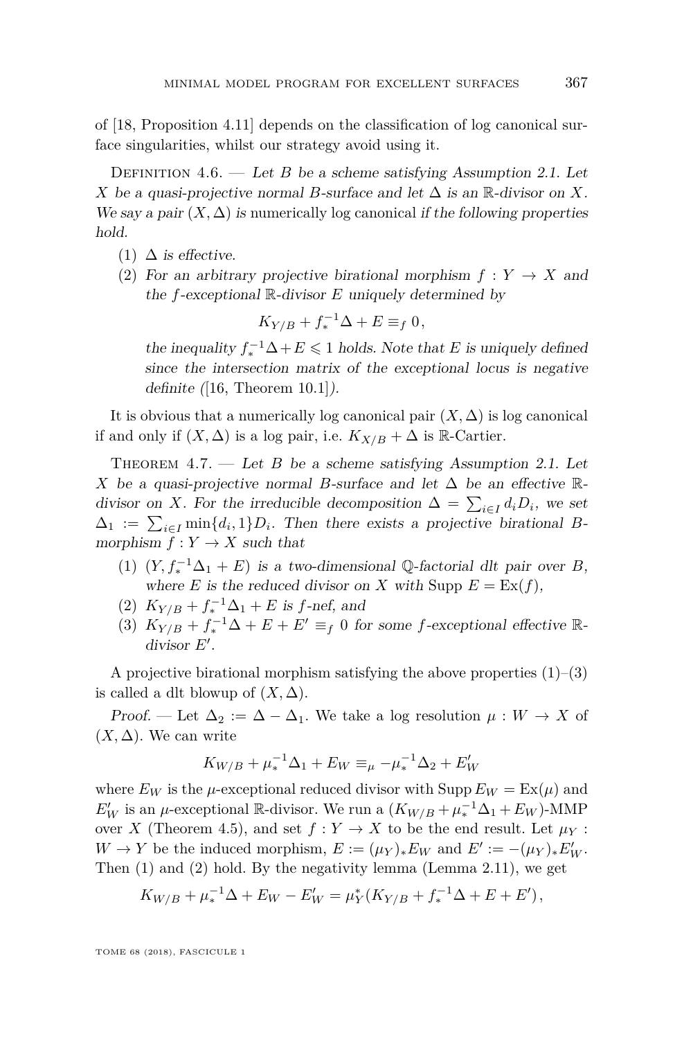of [18, Proposition 4.11] depends on the classification of log canonical surface singularities, whilst our strategy avoid using it.

Definition 4.6. — *Let $B$ be a scheme satisfying Assumption 2.1. Let $X$ be a quasi-projective normal $B$-surface and let $\Delta$ is an $\mathbb{R}$-divisor on $X$. We say a pair $(X, \Delta)$ is* numerically log canonical *if the following properties hold.*

1. *$\Delta$ is effective.*
2. *For an arbitrary projective birational morphism $f : Y \to X$ and the $f$-exceptional $\mathbb{R}$-divisor $E$ uniquely determined by*
$$K_{Y/B} + f_*^{-1}\Delta + E \equiv_f 0,$$
*the inequality $f_*^{-1}\Delta + E \leqslant 1$ holds. Note that $E$ is uniquely defined since the intersection matrix of the exceptional locus is negative definite ([16, Theorem 10.1]).*

It is obvious that a numerically log canonical pair $(X, \Delta)$ is log canonical if and only if $(X, \Delta)$ is a log pair, i.e. $K_{X/B} + \Delta$ is $\mathbb{R}$-Cartier.

Theorem 4.7. — *Let $B$ be a scheme satisfying Assumption 2.1. Let $X$ be a quasi-projective normal $B$-surface and let $\Delta$ be an effective $\mathbb{R}$-divisor on $X$. For the irreducible decomposition $\Delta = \sum_{i\in I} d_i D_i$, we set $\Delta_1 := \sum_{i\in I} \min\{d_i, 1\} D_i$. Then there exists a projective birational $B$-morphism $f : Y \to X$ such that*

1. *$(Y, f_*^{-1}\Delta_1 + E)$ is a two-dimensional $\mathbb{Q}$-factorial dlt pair over $B$, where $E$ is the reduced divisor on $X$ with $\operatorname{Supp} E = \operatorname{Ex}(f)$,*
2. *$K_{Y/B} + f_*^{-1}\Delta_1 + E$ is $f$-nef, and*
3. *$K_{Y/B} + f_*^{-1}\Delta + E + E' \equiv_f 0$ for some $f$-exceptional effective $\mathbb{R}$-divisor $E'$.*

A projective birational morphism satisfying the above properties (1)–(3) is called a dlt blowup of $(X, \Delta)$.

*Proof.* — Let $\Delta_2 := \Delta - \Delta_1$. We take a log resolution $\mu : W \to X$ of $(X, \Delta)$. We can write
$$K_{W/B} + \mu_*^{-1}\Delta_1 + E_W \equiv_\mu -\mu_*^{-1}\Delta_2 + E'_W$$
where $E_W$ is the $\mu$-exceptional reduced divisor with $\operatorname{Supp} E_W = \operatorname{Ex}(\mu)$ and $E'_W$ is an $\mu$-exceptional $\mathbb{R}$-divisor. We run a $(K_{W/B} + \mu_*^{-1}\Delta_1 + E_W)$-MMP over $X$ (Theorem 4.5), and set $f : Y \to X$ to be the end result. Let $\mu_Y : W \to Y$ be the induced morphism, $E := (\mu_Y)_* E_W$ and $E' := -(\mu_Y)_* E'_W$. Then (1) and (2) hold. By the negativity lemma (Lemma 2.11), we get
$$K_{W/B} + \mu_*^{-1}\Delta + E_W - E'_W = \mu_Y^*(K_{Y/B} + f_*^{-1}\Delta + E + E'),$$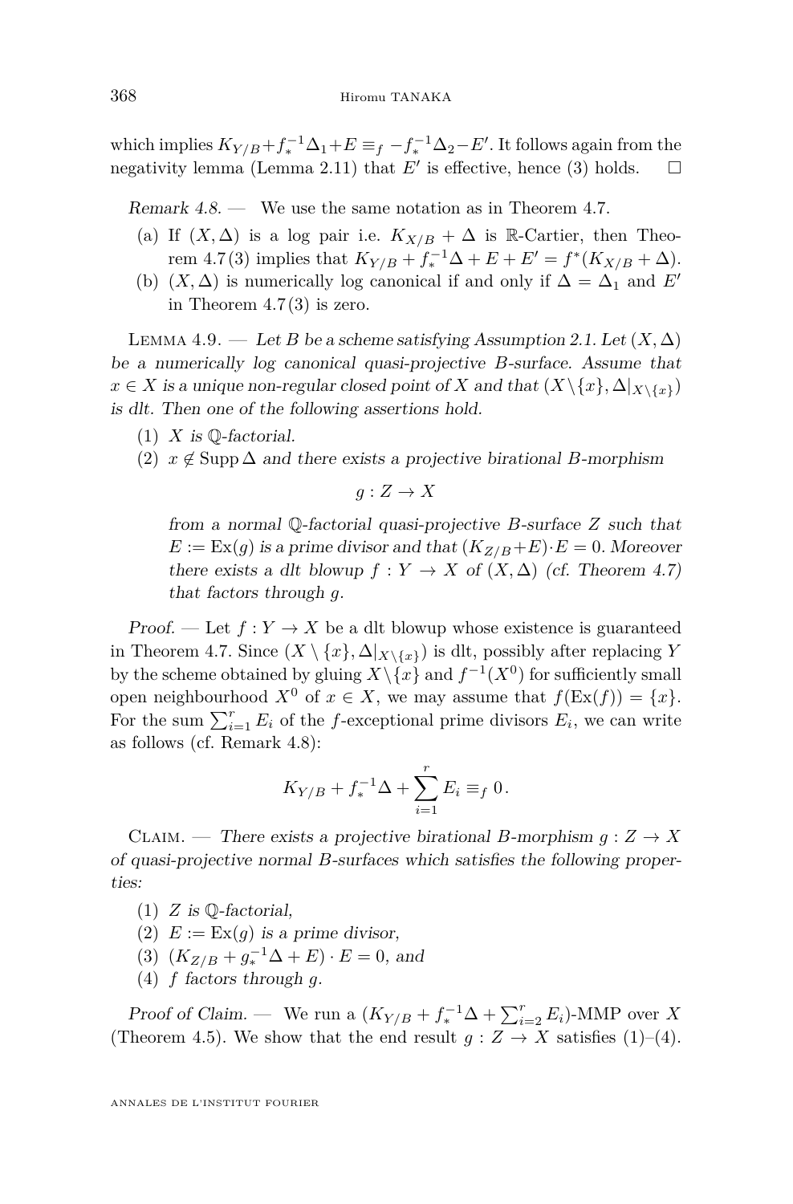which implies $K_{Y/B}+f_*^{-1}\Delta_1+E \equiv_f -f_*^{-1}\Delta_2-E'$. It follows again from the negativity lemma (Lemma 2.11) that $E'$ is effective, hence (3) holds. □

*Remark 4.8.* — We use the same notation as in Theorem 4.7.

(a) If $(X,\Delta)$ is a log pair i.e. $K_{X/B}+\Delta$ is $\mathbb{R}$-Cartier, then Theorem 4.7(3) implies that $K_{Y/B}+f_*^{-1}\Delta+E+E' = f^*(K_{X/B}+\Delta)$.

(b) $(X,\Delta)$ is numerically log canonical if and only if $\Delta=\Delta_1$ and $E'$ in Theorem 4.7(3) is zero.

Lemma 4.9. — *Let $B$ be a scheme satisfying Assumption 2.1. Let $(X,\Delta)$ be a numerically log canonical quasi-projective $B$-surface. Assume that $x \in X$ is a unique non-regular closed point of $X$ and that $(X\setminus\{x\}, \Delta|_{X\setminus\{x\}})$ is dlt. Then one of the following assertions hold.*

(1) *$X$ is $\mathbb{Q}$-factorial.*

(2) *$x \notin \operatorname{Supp}\Delta$ and there exists a projective birational $B$-morphism*

$$g : Z \to X$$

*from a normal $\mathbb{Q}$-factorial quasi-projective $B$-surface $Z$ such that $E := \operatorname{Ex}(g)$ is a prime divisor and that $(K_{Z/B}+E)\cdot E = 0$. Moreover there exists a dlt blowup $f : Y \to X$ of $(X,\Delta)$ (cf. Theorem 4.7) that factors through $g$.*

*Proof.* — Let $f : Y \to X$ be a dlt blowup whose existence is guaranteed in Theorem 4.7. Since $(X\setminus\{x\}, \Delta|_{X\setminus\{x\}})$ is dlt, possibly after replacing $Y$ by the scheme obtained by gluing $X\setminus\{x\}$ and $f^{-1}(X^0)$ for sufficiently small open neighbourhood $X^0$ of $x \in X$, we may assume that $f(\operatorname{Ex}(f)) = \{x\}$. For the sum $\sum_{i=1}^r E_i$ of the $f$-exceptional prime divisors $E_i$, we can write as follows (cf. Remark 4.8):

$$K_{Y/B}+f_*^{-1}\Delta+\sum_{i=1}^r E_i \equiv_f 0.$$

Claim. — *There exists a projective birational $B$-morphism $g : Z \to X$ of quasi-projective normal $B$-surfaces which satisfies the following properties:*

(1) *$Z$ is $\mathbb{Q}$-factorial,*

(2) *$E := \operatorname{Ex}(g)$ is a prime divisor,*

(3) *$(K_{Z/B}+g_*^{-1}\Delta+E)\cdot E = 0$, and*

(4) *$f$ factors through $g$.*

*Proof of Claim.* — We run a $(K_{Y/B}+f_*^{-1}\Delta+\sum_{i=2}^r E_i)$-MMP over $X$ (Theorem 4.5). We show that the end result $g : Z \to X$ satisfies (1)–(4).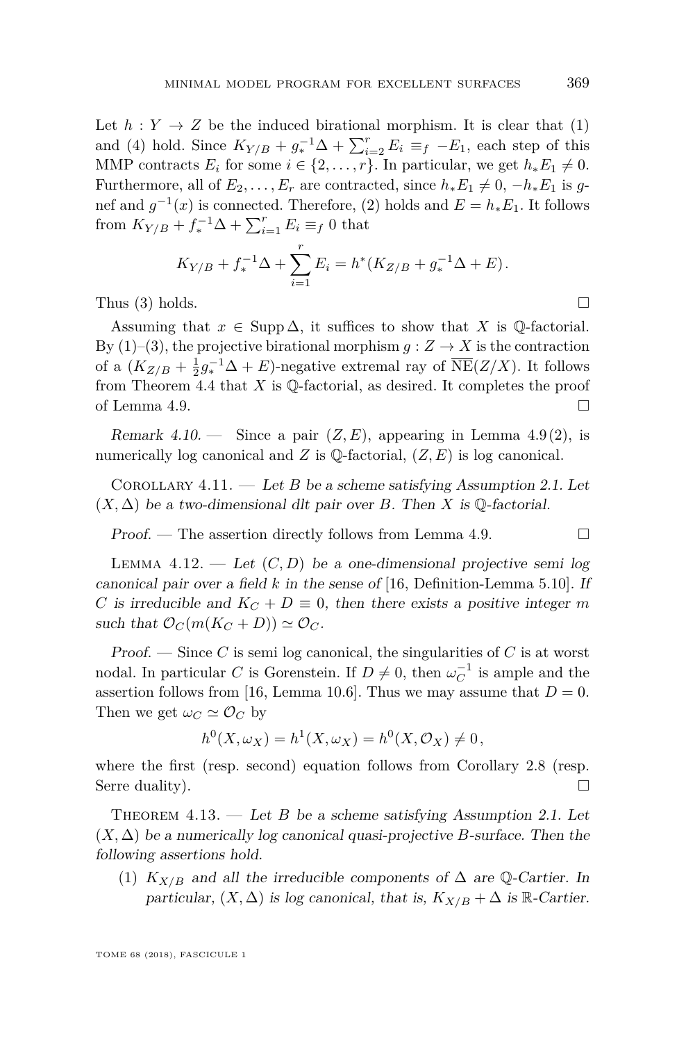Let $h : Y \to Z$ be the induced birational morphism. It is clear that (1) and (4) hold. Since $K_{Y/B} + g_*^{-1}\Delta + \sum_{i=2}^r E_i \equiv_f -E_1$, each step of this MMP contracts $E_i$ for some $i \in \{2, \ldots, r\}$. In particular, we get $h_*E_1 \neq 0$. Furthermore, all of $E_2, \ldots, E_r$ are contracted, since $h_*E_1 \neq 0$, $-h_*E_1$ is $g$-nef and $g^{-1}(x)$ is connected. Therefore, (2) holds and $E = h_*E_1$. It follows from $K_{Y/B} + f_*^{-1}\Delta + \sum_{i=1}^r E_i \equiv_f 0$ that

$$K_{Y/B} + f_*^{-1}\Delta + \sum_{i=1}^r E_i = h^*(K_{Z/B} + g_*^{-1}\Delta + E).$$

Thus (3) holds. $\square$

Assuming that $x \in \operatorname{Supp}\Delta$, it suffices to show that $X$ is $\mathbb{Q}$-factorial. By (1)–(3), the projective birational morphism $g : Z \to X$ is the contraction of a $(K_{Z/B} + \frac{1}{2}g_*^{-1}\Delta + E)$-negative extremal ray of $\overline{\mathrm{NE}}(Z/X)$. It follows from Theorem 4.4 that $X$ is $\mathbb{Q}$-factorial, as desired. It completes the proof of Lemma 4.9. $\square$

*Remark 4.10.* — Since a pair $(Z, E)$, appearing in Lemma 4.9(2), is numerically log canonical and $Z$ is $\mathbb{Q}$-factorial, $(Z, E)$ is log canonical.

Corollary 4.11. — *Let $B$ be a scheme satisfying Assumption 2.1. Let $(X, \Delta)$ be a two-dimensional dlt pair over $B$. Then $X$ is $\mathbb{Q}$-factorial.*

*Proof.* — The assertion directly follows from Lemma 4.9. $\square$

Lemma 4.12. — *Let $(C, D)$ be a one-dimensional projective semi log canonical pair over a field $k$ in the sense of* [16, Definition-Lemma 5.10]. *If $C$ is irreducible and $K_C + D \equiv 0$, then there exists a positive integer $m$ such that $\mathcal{O}_C(m(K_C + D)) \simeq \mathcal{O}_C$.*

*Proof.* — Since $C$ is semi log canonical, the singularities of $C$ is at worst nodal. In particular $C$ is Gorenstein. If $D \neq 0$, then $\omega_C^{-1}$ is ample and the assertion follows from [16, Lemma 10.6]. Thus we may assume that $D = 0$. Then we get $\omega_C \simeq \mathcal{O}_C$ by

$$h^0(X, \omega_X) = h^1(X, \omega_X) = h^0(X, \mathcal{O}_X) \neq 0,$$

where the first (resp. second) equation follows from Corollary 2.8 (resp. Serre duality). $\square$

Theorem 4.13. — *Let $B$ be a scheme satisfying Assumption 2.1. Let $(X, \Delta)$ be a numerically log canonical quasi-projective $B$-surface. Then the following assertions hold.*

1. *$K_{X/B}$ and all the irreducible components of $\Delta$ are $\mathbb{Q}$-Cartier. In particular, $(X, \Delta)$ is log canonical, that is, $K_{X/B} + \Delta$ is $\mathbb{R}$-Cartier.*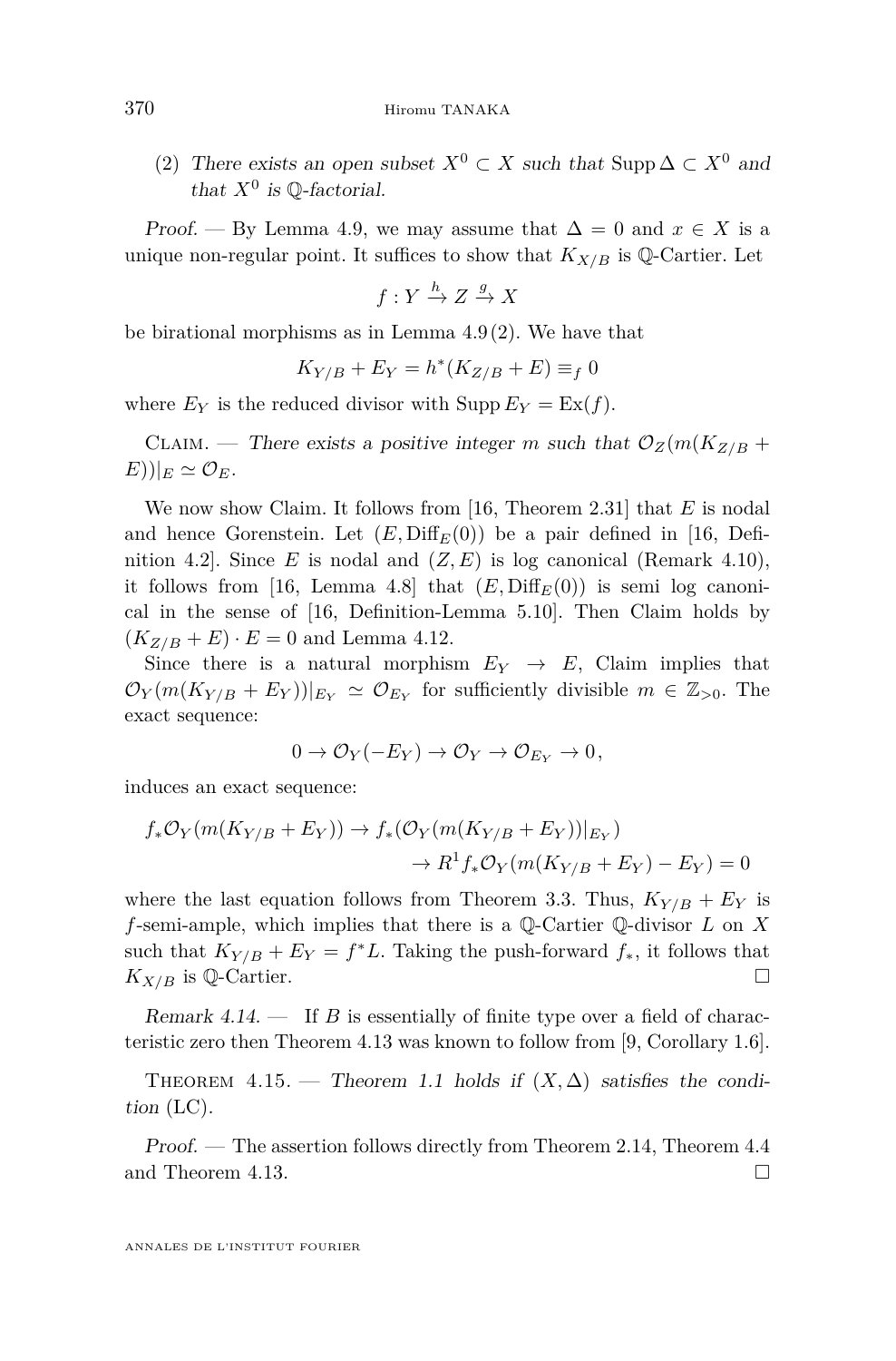(2) *There exists an open subset $X^0 \subset X$ such that* $\operatorname{Supp} \Delta \subset X^0$ *and that $X^0$ is $\mathbb{Q}$-factorial.*

*Proof.* — By Lemma 4.9, we may assume that $\Delta = 0$ and $x \in X$ is a unique non-regular point. It suffices to show that $K_{X/B}$ is $\mathbb{Q}$-Cartier. Let

$$f : Y \xrightarrow{h} Z \xrightarrow{g} X$$

be birational morphisms as in Lemma 4.9 (2). We have that

$$K_{Y/B} + E_Y = h^*(K_{Z/B} + E) \equiv_f 0$$

where $E_Y$ is the reduced divisor with $\operatorname{Supp} E_Y = \operatorname{Ex}(f)$.

Claim. — *There exists a positive integer $m$ such that $\mathcal{O}_Z(m(K_{Z/B} + E))|_E \simeq \mathcal{O}_E$.*

We now show Claim. It follows from [16, Theorem 2.31] that $E$ is nodal and hence Gorenstein. Let $(E, \operatorname{Diff}_E(0))$ be a pair defined in [16, Definition 4.2]. Since $E$ is nodal and $(Z, E)$ is log canonical (Remark 4.10), it follows from [16, Lemma 4.8] that $(E, \operatorname{Diff}_E(0))$ is semi log canonical in the sense of [16, Definition-Lemma 5.10]. Then Claim holds by $(K_{Z/B} + E) \cdot E = 0$ and Lemma 4.12.

Since there is a natural morphism $E_Y \to E$, Claim implies that $\mathcal{O}_Y(m(K_{Y/B} + E_Y))|_{E_Y} \simeq \mathcal{O}_{E_Y}$ for sufficiently divisible $m \in \mathbb{Z}_{>0}$. The exact sequence:

$$0 \to \mathcal{O}_Y(-E_Y) \to \mathcal{O}_Y \to \mathcal{O}_{E_Y} \to 0,$$

induces an exact sequence:

$$\begin{aligned} f_*\mathcal{O}_Y(m(K_{Y/B} + E_Y)) &\to f_*(\mathcal{O}_Y(m(K_{Y/B} + E_Y))|_{E_Y}) \\ &\to R^1 f_*\mathcal{O}_Y(m(K_{Y/B} + E_Y) - E_Y) = 0 \end{aligned}$$

where the last equation follows from Theorem 3.3. Thus, $K_{Y/B} + E_Y$ is $f$-semi-ample, which implies that there is a $\mathbb{Q}$-Cartier $\mathbb{Q}$-divisor $L$ on $X$ such that $K_{Y/B} + E_Y = f^*L$. Taking the push-forward $f_*$, it follows that $K_{X/B}$ is $\mathbb{Q}$-Cartier. $\square$

*Remark 4.14.* — If $B$ is essentially of finite type over a field of characteristic zero then Theorem 4.13 was known to follow from [9, Corollary 1.6].

Theorem 4.15. — *Theorem 1.1 holds if $(X, \Delta)$ satisfies the condition* (LC).

*Proof.* — The assertion follows directly from Theorem 2.14, Theorem 4.4 and Theorem 4.13. $\square$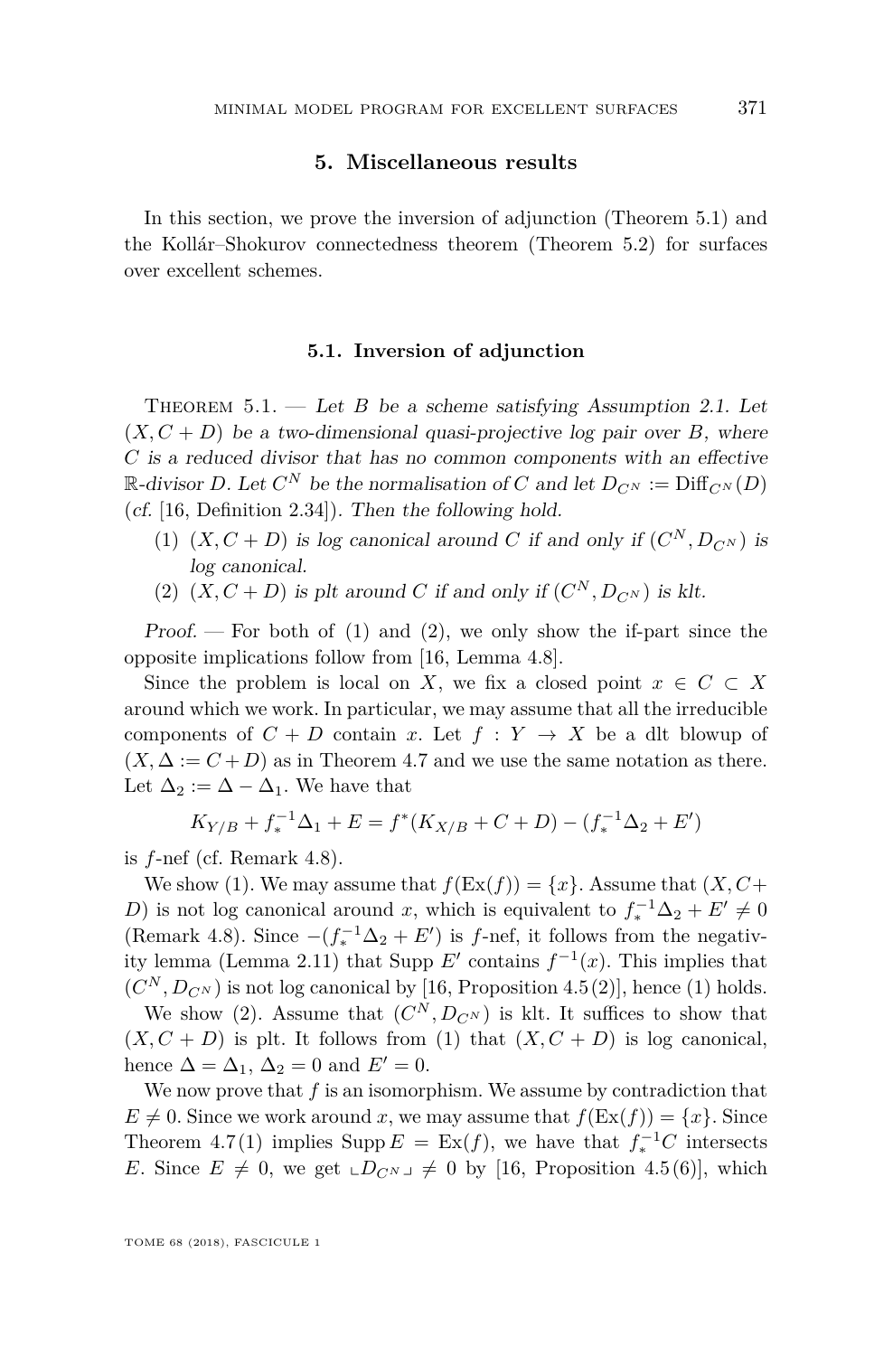## 5. Miscellaneous results

In this section, we prove the inversion of adjunction (Theorem 5.1) and the Kollár–Shokurov connectedness theorem (Theorem 5.2) for surfaces over excellent schemes.

### 5.1. Inversion of adjunction

Theorem 5.1. — *Let $B$ be a scheme satisfying Assumption 2.1. Let $(X, C+D)$ be a two-dimensional quasi-projective log pair over $B$, where $C$ is a reduced divisor that has no common components with an effective $\mathbb{R}$-divisor $D$. Let $C^N$ be the normalisation of $C$ and let $D_{C^N} := \mathrm{Diff}_{C^N}(D)$ (cf. [16, Definition 2.34]). Then the following hold.*

1. *$(X, C+D)$ is log canonical around $C$ if and only if $(C^N, D_{C^N})$ is log canonical.*
2. *$(X, C+D)$ is plt around $C$ if and only if $(C^N, D_{C^N})$ is klt.*

*Proof.* — For both of (1) and (2), we only show the if-part since the opposite implications follow from [16, Lemma 4.8].

Since the problem is local on $X$, we fix a closed point $x \in C \subset X$ around which we work. In particular, we may assume that all the irreducible components of $C+D$ contain $x$. Let $f : Y \to X$ be a dlt blowup of $(X, \Delta := C+D)$ as in Theorem 4.7 and we use the same notation as there. Let $\Delta_2 := \Delta - \Delta_1$. We have that

$$K_{Y/B} + f_*^{-1}\Delta_1 + E = f^*(K_{X/B} + C + D) - (f_*^{-1}\Delta_2 + E')$$

is $f$-nef (cf. Remark 4.8).

We show (1). We may assume that $f(\mathrm{Ex}(f)) = \{x\}$. Assume that $(X, C+D)$ is not log canonical around $x$, which is equivalent to $f_*^{-1}\Delta_2 + E' \neq 0$ (Remark 4.8). Since $-(f_*^{-1}\Delta_2 + E')$ is $f$-nef, it follows from the negativity lemma (Lemma 2.11) that $\mathrm{Supp}\, E'$ contains $f^{-1}(x)$. This implies that $(C^N, D_{C^N})$ is not log canonical by [16, Proposition 4.5(2)], hence (1) holds.

We show (2). Assume that $(C^N, D_{C^N})$ is klt. It suffices to show that $(X, C+D)$ is plt. It follows from (1) that $(X, C+D)$ is log canonical, hence $\Delta = \Delta_1$, $\Delta_2 = 0$ and $E' = 0$.

We now prove that $f$ is an isomorphism. We assume by contradiction that $E \neq 0$. Since we work around $x$, we may assume that $f(\mathrm{Ex}(f)) = \{x\}$. Since Theorem 4.7(1) implies $\mathrm{Supp}\, E = \mathrm{Ex}(f)$, we have that $f_*^{-1}C$ intersects $E$. Since $E \neq 0$, we get $\llcorner D_{C^N} \lrcorner \neq 0$ by [16, Proposition 4.5(6)], which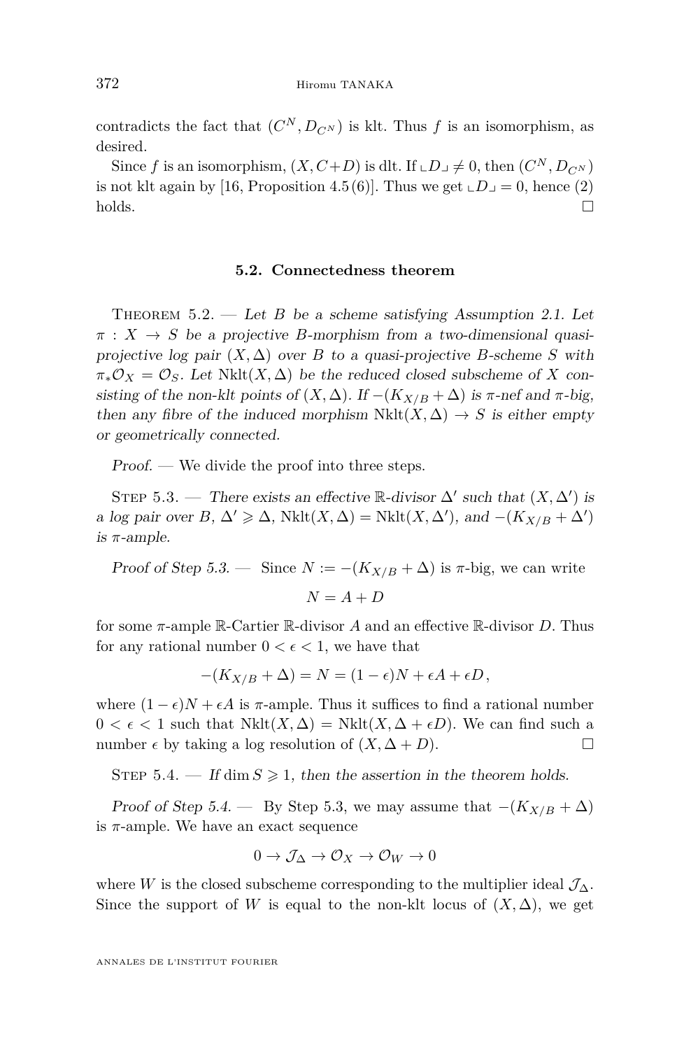contradicts the fact that $(C^N, D_{C^N})$ is klt. Thus $f$ is an isomorphism, as desired.

Since $f$ is an isomorphism, $(X, C+D)$ is dlt. If $\llcorner D \lrcorner \neq 0$, then $(C^N, D_{C^N})$ is not klt again by [16, Proposition 4.5 (6)]. Thus we get $\llcorner D \lrcorner = 0$, hence (2) holds. $\square$

### 5.2. Connectedness theorem

Theorem 5.2. — *Let $B$ be a scheme satisfying Assumption 2.1. Let $\pi : X \to S$ be a projective $B$-morphism from a two-dimensional quasi-projective log pair $(X, \Delta)$ over $B$ to a quasi-projective $B$-scheme $S$ with $\pi_* \mathcal{O}_X = \mathcal{O}_S$. Let $\mathrm{Nklt}(X, \Delta)$ be the reduced closed subscheme of $X$ consisting of the non-klt points of $(X, \Delta)$. If $-(K_{X/B} + \Delta)$ is $\pi$-nef and $\pi$-big, then any fibre of the induced morphism $\mathrm{Nklt}(X, \Delta) \to S$ is either empty or geometrically connected.*

*Proof.* — We divide the proof into three steps.

Step 5.3. — *There exists an effective $\mathbb{R}$-divisor $\Delta'$ such that $(X, \Delta')$ is a log pair over $B$, $\Delta' \geqslant \Delta$, $\mathrm{Nklt}(X, \Delta) = \mathrm{Nklt}(X, \Delta')$, and $-(K_{X/B} + \Delta')$ is $\pi$-ample.*

*Proof of Step 5.3.* — Since $N := -(K_{X/B} + \Delta)$ is $\pi$-big, we can write

$$N = A + D$$

for some $\pi$-ample $\mathbb{R}$-Cartier $\mathbb{R}$-divisor $A$ and an effective $\mathbb{R}$-divisor $D$. Thus for any rational number $0 < \epsilon < 1$, we have that

$$-(K_{X/B} + \Delta) = N = (1 - \epsilon)N + \epsilon A + \epsilon D,$$

where $(1 - \epsilon)N + \epsilon A$ is $\pi$-ample. Thus it suffices to find a rational number $0 < \epsilon < 1$ such that $\mathrm{Nklt}(X, \Delta) = \mathrm{Nklt}(X, \Delta + \epsilon D)$. We can find such a number $\epsilon$ by taking a log resolution of $(X, \Delta + D)$. $\square$

Step 5.4. — *If $\dim S \geqslant 1$, then the assertion in the theorem holds.*

*Proof of Step 5.4.* — By Step 5.3, we may assume that $-(K_{X/B} + \Delta)$ is $\pi$-ample. We have an exact sequence

$$0 \to \mathcal{J}_\Delta \to \mathcal{O}_X \to \mathcal{O}_W \to 0$$

where $W$ is the closed subscheme corresponding to the multiplier ideal $\mathcal{J}_\Delta$. Since the support of $W$ is equal to the non-klt locus of $(X, \Delta)$, we get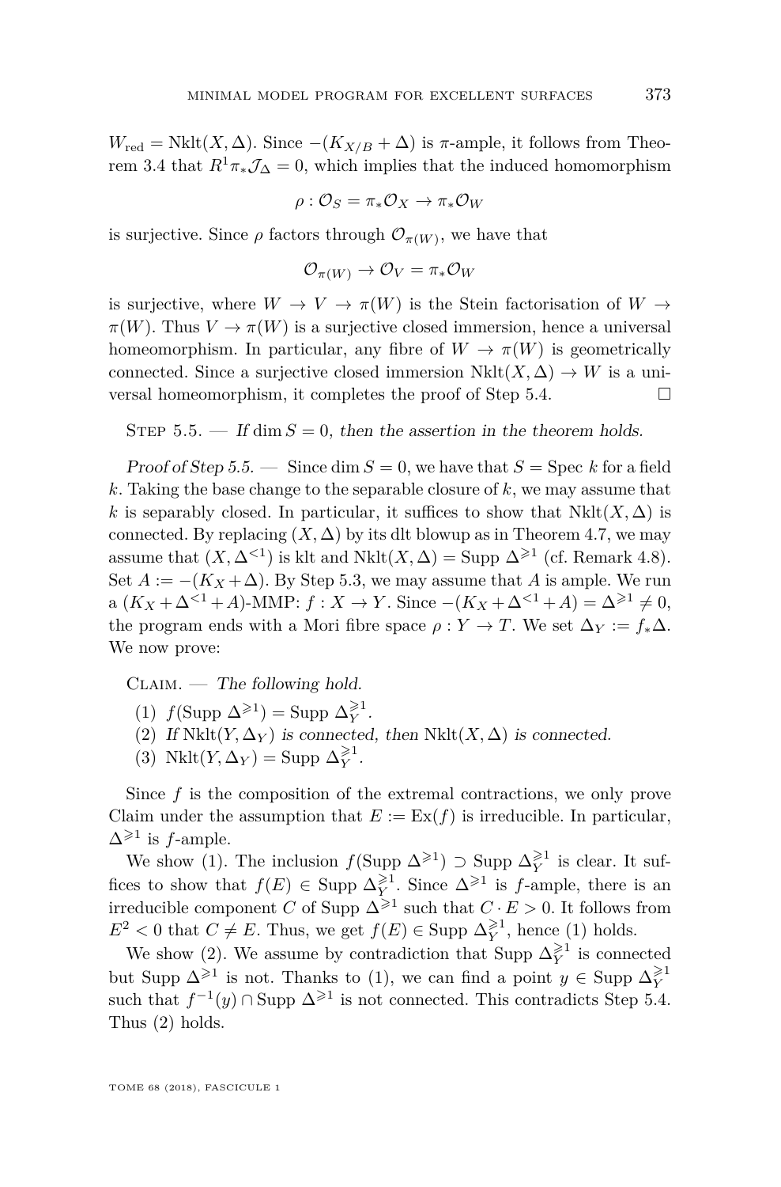$W_{\mathrm{red}} = \mathrm{Nklt}(X,\Delta)$. Since $-(K_{X/B}+\Delta)$ is $\pi$-ample, it follows from Theorem 3.4 that $R^1\pi_*\mathcal{J}_\Delta = 0$, which implies that the induced homomorphism

$$\rho : \mathcal{O}_S = \pi_*\mathcal{O}_X \to \pi_*\mathcal{O}_W$$

is surjective. Since $\rho$ factors through $\mathcal{O}_{\pi(W)}$, we have that

$$\mathcal{O}_{\pi(W)} \to \mathcal{O}_V = \pi_*\mathcal{O}_W$$

is surjective, where $W \to V \to \pi(W)$ is the Stein factorisation of $W \to \pi(W)$. Thus $V \to \pi(W)$ is a surjective closed immersion, hence a universal homeomorphism. In particular, any fibre of $W \to \pi(W)$ is geometrically connected. Since a surjective closed immersion $\mathrm{Nklt}(X,\Delta) \to W$ is a universal homeomorphism, it completes the proof of Step 5.4. □

Step 5.5. — *If $\dim S = 0$, then the assertion in the theorem holds.*

*Proof of Step 5.5.* — Since $\dim S = 0$, we have that $S = \mathrm{Spec}\, k$ for a field $k$. Taking the base change to the separable closure of $k$, we may assume that $k$ is separably closed. In particular, it suffices to show that $\mathrm{Nklt}(X,\Delta)$ is connected. By replacing $(X,\Delta)$ by its dlt blowup as in Theorem 4.7, we may assume that $(X,\Delta^{<1})$ is klt and $\mathrm{Nklt}(X,\Delta) = \mathrm{Supp}\,\Delta^{\geqslant 1}$ (cf. Remark 4.8). Set $A := -(K_X+\Delta)$. By Step 5.3, we may assume that $A$ is ample. We run a $(K_X+\Delta^{<1}+A)$-MMP: $f : X \to Y$. Since $-(K_X+\Delta^{<1}+A) = \Delta^{\geqslant 1} \neq 0$, the program ends with a Mori fibre space $\rho : Y \to T$. We set $\Delta_Y := f_*\Delta$. We now prove:

Claim. — *The following hold.*

1. $f(\mathrm{Supp}\,\Delta^{\geqslant 1}) = \mathrm{Supp}\,\Delta_Y^{\geqslant 1}$.
2. *If* $\mathrm{Nklt}(Y,\Delta_Y)$ *is connected, then* $\mathrm{Nklt}(X,\Delta)$ *is connected.*
3. $\mathrm{Nklt}(Y,\Delta_Y) = \mathrm{Supp}\,\Delta_Y^{\geqslant 1}$.

Since $f$ is the composition of the extremal contractions, we only prove Claim under the assumption that $E := \mathrm{Ex}(f)$ is irreducible. In particular, $\Delta^{\geqslant 1}$ is $f$-ample.

We show (1). The inclusion $f(\mathrm{Supp}\,\Delta^{\geqslant 1}) \supset \mathrm{Supp}\,\Delta_Y^{\geqslant 1}$ is clear. It suffices to show that $f(E) \in \mathrm{Supp}\,\Delta_Y^{\geqslant 1}$. Since $\Delta^{\geqslant 1}$ is $f$-ample, there is an irreducible component $C$ of $\mathrm{Supp}\,\Delta^{\geqslant 1}$ such that $C \cdot E > 0$. It follows from $E^2 < 0$ that $C \neq E$. Thus, we get $f(E) \in \mathrm{Supp}\,\Delta_Y^{\geqslant 1}$, hence (1) holds.

We show (2). We assume by contradiction that $\mathrm{Supp}\,\Delta_Y^{\geqslant 1}$ is connected but $\mathrm{Supp}\,\Delta^{\geqslant 1}$ is not. Thanks to (1), we can find a point $y \in \mathrm{Supp}\,\Delta_Y^{\geqslant 1}$ such that $f^{-1}(y) \cap \mathrm{Supp}\,\Delta^{\geqslant 1}$ is not connected. This contradicts Step 5.4. Thus (2) holds.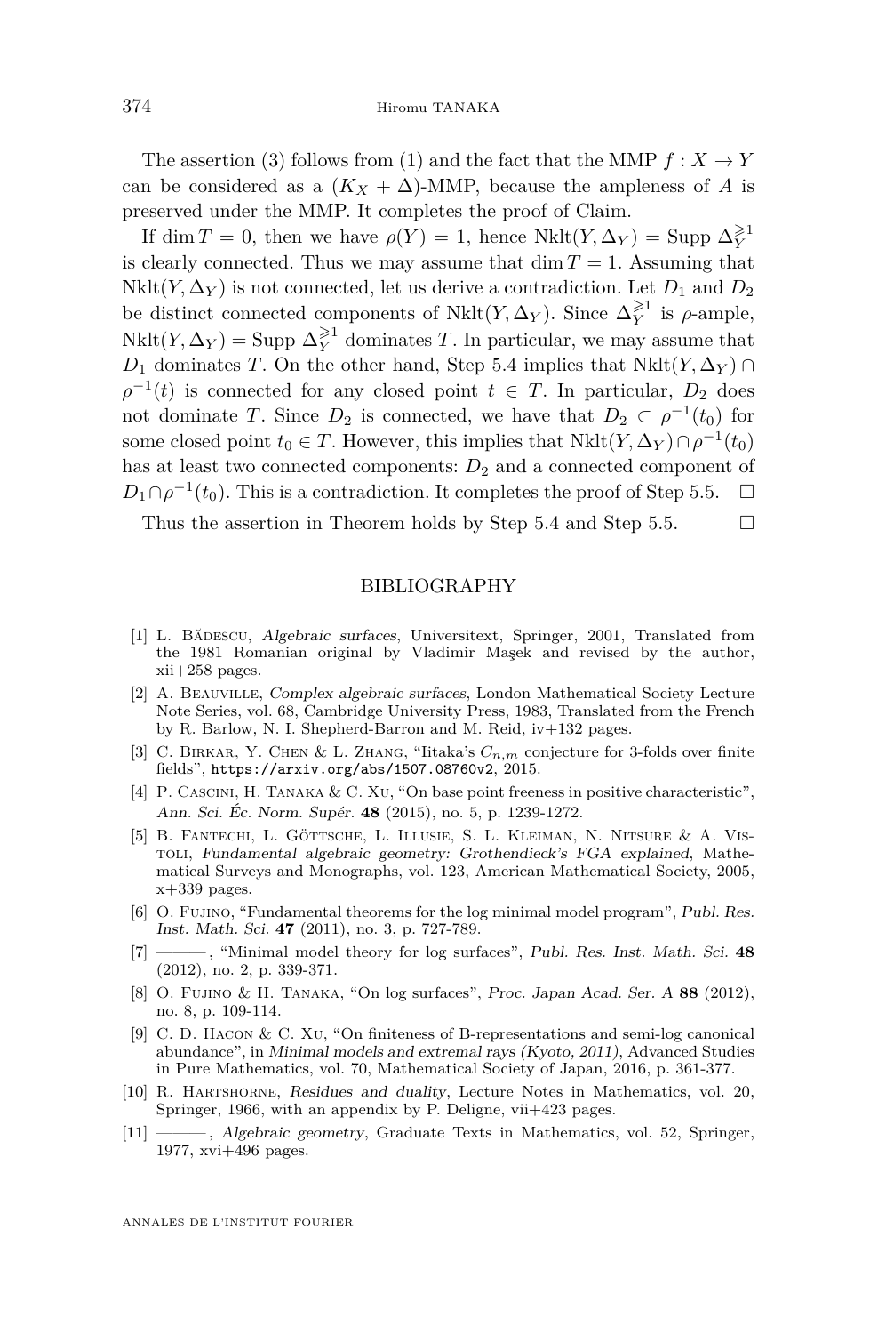The assertion (3) follows from (1) and the fact that the MMP $f : X \to Y$ can be considered as a $(K_X + \Delta)$-MMP, because the ampleness of $A$ is preserved under the MMP. It completes the proof of Claim.

If $\dim T = 0$, then we have $\rho(Y) = 1$, hence $\mathrm{Nklt}(Y, \Delta_Y) = \mathrm{Supp}\, \Delta_Y^{\geqslant 1}$ is clearly connected. Thus we may assume that $\dim T = 1$. Assuming that $\mathrm{Nklt}(Y, \Delta_Y)$ is not connected, let us derive a contradiction. Let $D_1$ and $D_2$ be distinct connected components of $\mathrm{Nklt}(Y, \Delta_Y)$. Since $\Delta_Y^{\geqslant 1}$ is $\rho$-ample, $\mathrm{Nklt}(Y, \Delta_Y) = \mathrm{Supp}\, \Delta_Y^{\geqslant 1}$ dominates $T$. In particular, we may assume that $D_1$ dominates $T$. On the other hand, Step 5.4 implies that $\mathrm{Nklt}(Y, \Delta_Y) \cap \rho^{-1}(t)$ is connected for any closed point $t \in T$. In particular, $D_2$ does not dominate $T$. Since $D_2$ is connected, we have that $D_2 \subset \rho^{-1}(t_0)$ for some closed point $t_0 \in T$. However, this implies that $\mathrm{Nklt}(Y, \Delta_Y) \cap \rho^{-1}(t_0)$ has at least two connected components: $D_2$ and a connected component of $D_1 \cap \rho^{-1}(t_0)$. This is a contradiction. It completes the proof of Step 5.5. □

Thus the assertion in Theorem holds by Step 5.4 and Step 5.5. □

## BIBLIOGRAPHY

[1] L. Bădescu, *Algebraic surfaces*, Universitext, Springer, 2001, Translated from the 1981 Romanian original by Vladimir Maşek and revised by the author, xii+258 pages.

[2] A. Beauville, *Complex algebraic surfaces*, London Mathematical Society Lecture Note Series, vol. 68, Cambridge University Press, 1983, Translated from the French by R. Barlow, N. I. Shepherd-Barron and M. Reid, iv+132 pages.

[3] C. Birkar, Y. Chen & L. Zhang, "Iitaka's $C_{n,m}$ conjecture for 3-folds over finite fields", https://arxiv.org/abs/1507.08760v2, 2015.

[4] P. Cascini, H. Tanaka & C. Xu, "On base point freeness in positive characteristic", *Ann. Sci. Éc. Norm. Supér.* **48** (2015), no. 5, p. 1239-1272.

[5] B. Fantechi, L. Göttsche, L. Illusie, S. L. Kleiman, N. Nitsure & A. Vistoli, *Fundamental algebraic geometry: Grothendieck's FGA explained*, Mathematical Surveys and Monographs, vol. 123, American Mathematical Society, 2005, x+339 pages.

[6] O. Fujino, "Fundamental theorems for the log minimal model program", *Publ. Res. Inst. Math. Sci.* **47** (2011), no. 3, p. 727-789.

[7] ———, "Minimal model theory for log surfaces", *Publ. Res. Inst. Math. Sci.* **48** (2012), no. 2, p. 339-371.

[8] O. Fujino & H. Tanaka, "On log surfaces", *Proc. Japan Acad. Ser. A* **88** (2012), no. 8, p. 109-114.

[9] C. D. Hacon & C. Xu, "On finiteness of B-representations and semi-log canonical abundance", in *Minimal models and extremal rays (Kyoto, 2011)*, Advanced Studies in Pure Mathematics, vol. 70, Mathematical Society of Japan, 2016, p. 361-377.

[10] R. Hartshorne, *Residues and duality*, Lecture Notes in Mathematics, vol. 20, Springer, 1966, with an appendix by P. Deligne, vii+423 pages.

[11] ———, *Algebraic geometry*, Graduate Texts in Mathematics, vol. 52, Springer, 1977, xvi+496 pages.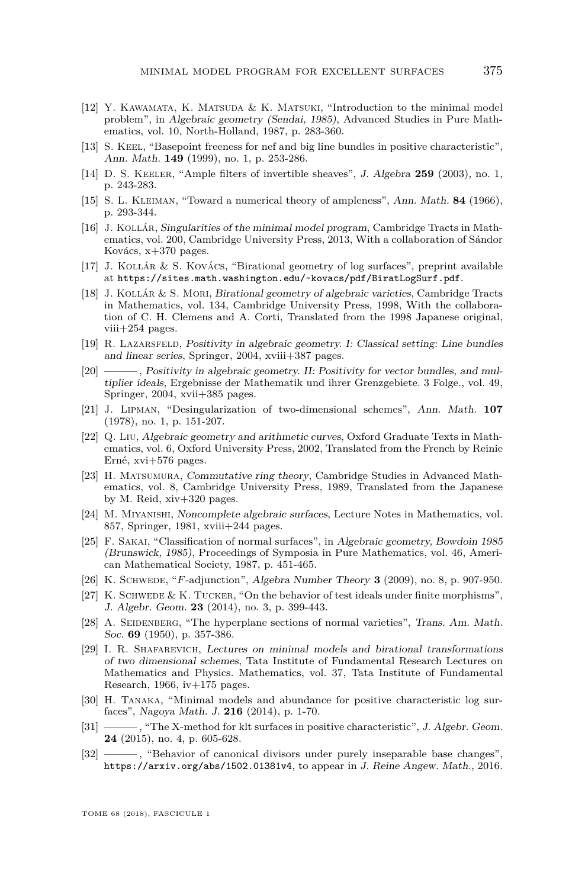[12] Y. Kawamata, K. Matsuda & K. Matsuki, "Introduction to the minimal model problem", in *Algebraic geometry (Sendai, 1985)*, Advanced Studies in Pure Mathematics, vol. 10, North-Holland, 1987, p. 283-360.

[13] S. Keel, "Basepoint freeness for nef and big line bundles in positive characteristic", *Ann. Math.* **149** (1999), no. 1, p. 253-286.

[14] D. S. Keeler, "Ample filters of invertible sheaves", *J. Algebra* **259** (2003), no. 1, p. 243-283.

[15] S. L. Kleiman, "Toward a numerical theory of ampleness", *Ann. Math.* **84** (1966), p. 293-344.

[16] J. Kollár, *Singularities of the minimal model program*, Cambridge Tracts in Mathematics, vol. 200, Cambridge University Press, 2013, With a collaboration of Sándor Kovács, x+370 pages.

[17] J. Kollár & S. Kovács, "Birational geometry of log surfaces", preprint available at `https://sites.math.washington.edu/~kovacs/pdf/BiratLogSurf.pdf`.

[18] J. Kollár & S. Mori, *Birational geometry of algebraic varieties*, Cambridge Tracts in Mathematics, vol. 134, Cambridge University Press, 1998, With the collaboration of C. H. Clemens and A. Corti, Translated from the 1998 Japanese original, viii+254 pages.

[19] R. Lazarsfeld, *Positivity in algebraic geometry. I: Classical setting: Line bundles and linear series*, Springer, 2004, xviii+387 pages.

[20] ———, *Positivity in algebraic geometry. II: Positivity for vector bundles, and multiplier ideals*, Ergebnisse der Mathematik und ihrer Grenzgebiete. 3 Folge., vol. 49, Springer, 2004, xvii+385 pages.

[21] J. Lipman, "Desingularization of two-dimensional schemes", *Ann. Math.* **107** (1978), no. 1, p. 151-207.

[22] Q. Liu, *Algebraic geometry and arithmetic curves*, Oxford Graduate Texts in Mathematics, vol. 6, Oxford University Press, 2002, Translated from the French by Reinie Erné, xvi+576 pages.

[23] H. Matsumura, *Commutative ring theory*, Cambridge Studies in Advanced Mathematics, vol. 8, Cambridge University Press, 1989, Translated from the Japanese by M. Reid, xiv+320 pages.

[24] M. Miyanishi, *Noncomplete algebraic surfaces*, Lecture Notes in Mathematics, vol. 857, Springer, 1981, xviii+244 pages.

[25] F. Sakai, "Classification of normal surfaces", in *Algebraic geometry, Bowdoin 1985 (Brunswick, 1985)*, Proceedings of Symposia in Pure Mathematics, vol. 46, American Mathematical Society, 1987, p. 451-465.

[26] K. Schwede, "$F$-adjunction", *Algebra Number Theory* **3** (2009), no. 8, p. 907-950.

[27] K. Schwede & K. Tucker, "On the behavior of test ideals under finite morphisms", *J. Algebr. Geom.* **23** (2014), no. 3, p. 399-443.

[28] A. Seidenberg, "The hyperplane sections of normal varieties", *Trans. Am. Math. Soc.* **69** (1950), p. 357-386.

[29] I. R. Shafarevich, *Lectures on minimal models and birational transformations of two dimensional schemes*, Tata Institute of Fundamental Research Lectures on Mathematics and Physics. Mathematics, vol. 37, Tata Institute of Fundamental Research, 1966, iv+175 pages.

[30] H. Tanaka, "Minimal models and abundance for positive characteristic log surfaces", *Nagoya Math. J.* **216** (2014), p. 1-70.

[31] ———, "The X-method for klt surfaces in positive characteristic", *J. Algebr. Geom.* **24** (2015), no. 4, p. 605-628.

[32] ———, "Behavior of canonical divisors under purely inseparable base changes", `https://arxiv.org/abs/1502.01381v4`, to appear in *J. Reine Angew. Math.*, 2016.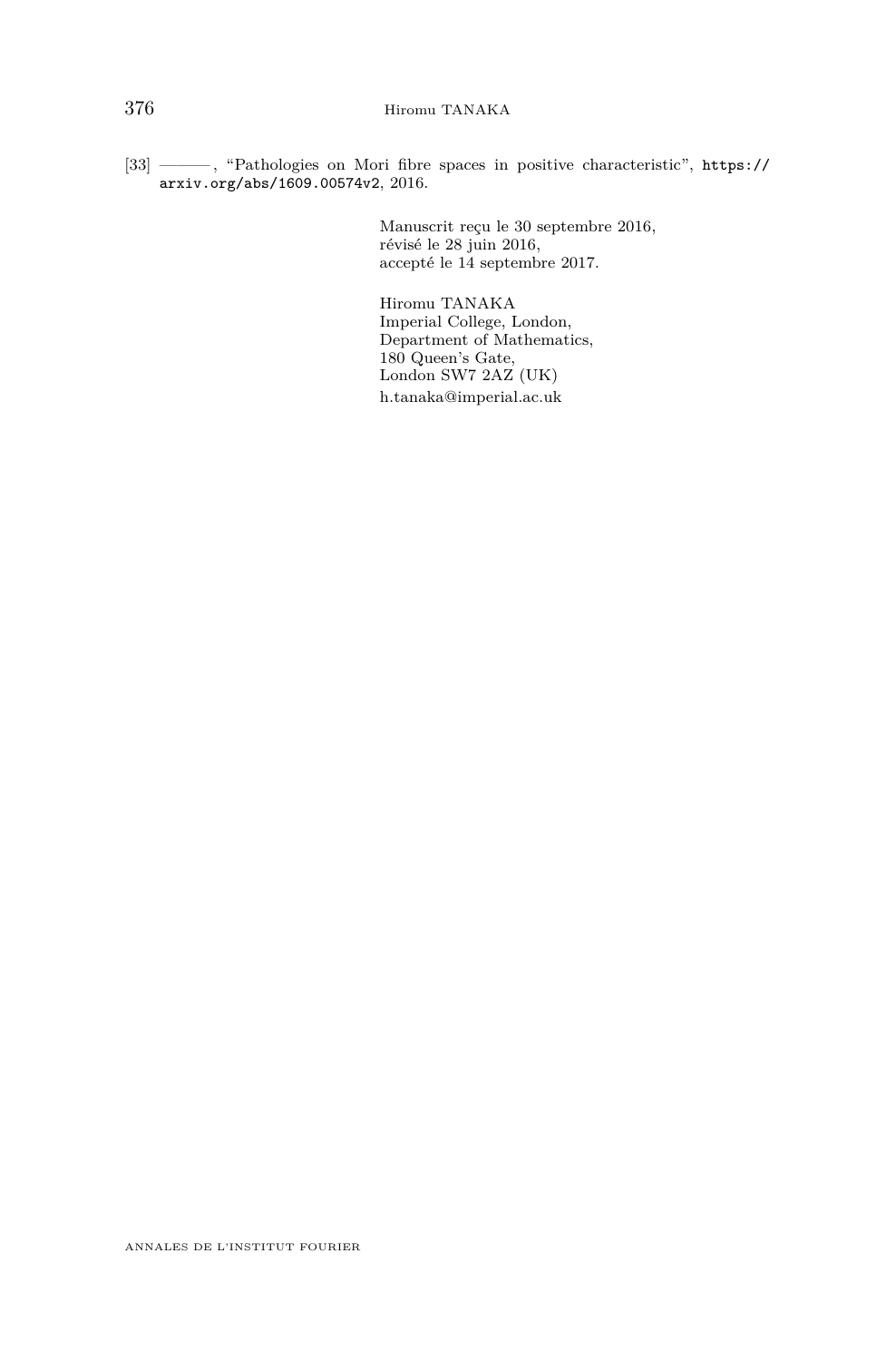[33] ———, "Pathologies on Mori fibre spaces in positive characteristic", https://arxiv.org/abs/1609.00574v2, 2016.

Manuscrit reçu le 30 septembre 2016,
révisé le 28 juin 2016,
accepté le 14 septembre 2017.

Hiromu TANAKA
Imperial College, London,
Department of Mathematics,
180 Queen's Gate,
London SW7 2AZ (UK)
h.tanaka@imperial.ac.uk